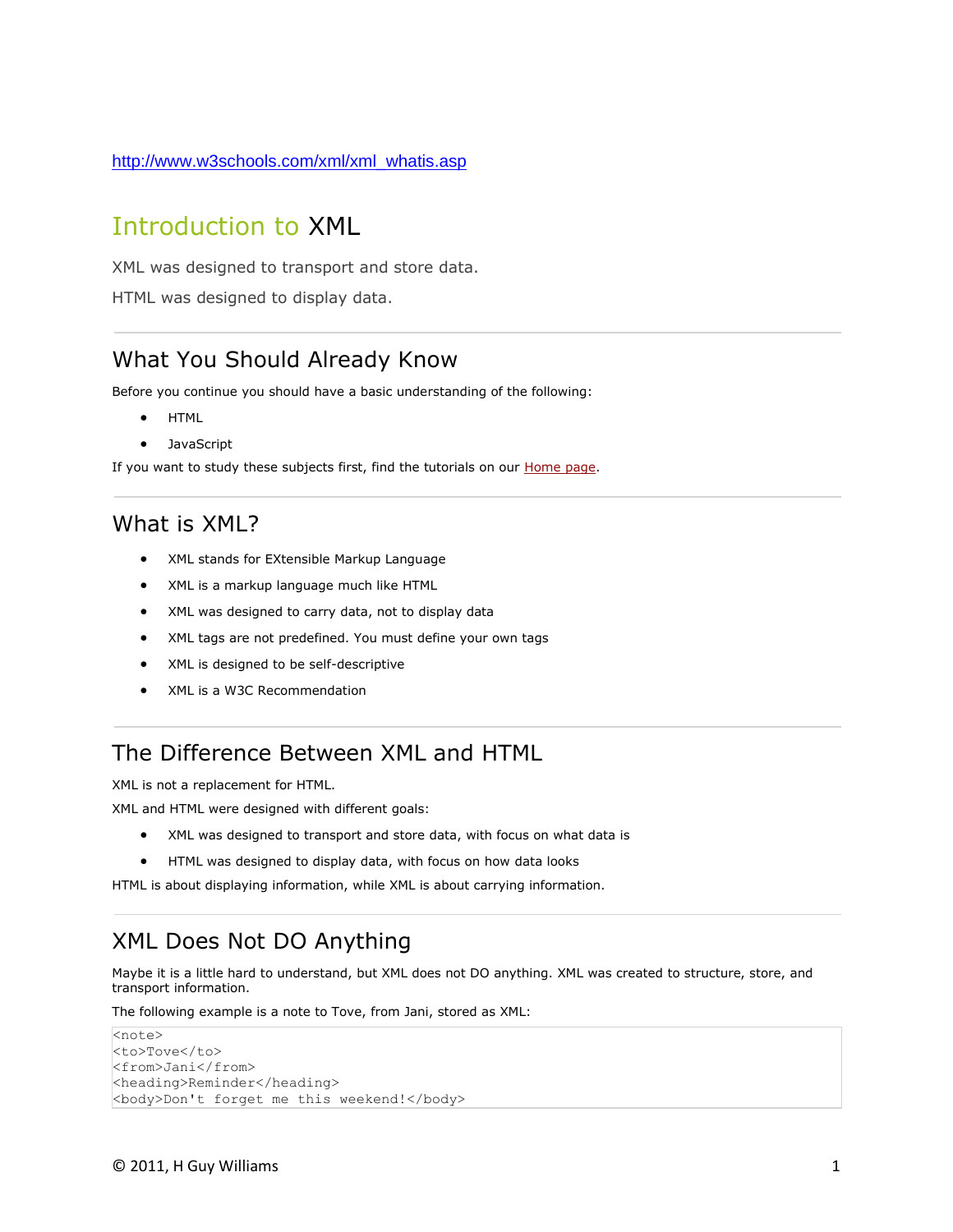http://www.w3schools.com/xml/xml_whatis.asp

# Introduction to XML

XML was designed to transport and store data.

HTML was designed to display data.

## What You Should Already Know

Before you continue you should have a basic understanding of the following:

- HTML
- JavaScript

If you want to study these subjects first, find the tutorials on our Home page.

## What is XML?

- XML stands for EXtensible Markup Language
- XML is a markup language much like HTML
- XML was designed to carry data, not to display data
- XML tags are not predefined. You must define your own tags
- XML is designed to be self-descriptive
- XML is a W3C Recommendation

## The Difference Between XML and HTML

XML is not a replacement for HTML.

XML and HTML were designed with different goals:

- XML was designed to transport and store data, with focus on what data is
- HTML was designed to display data, with focus on how data looks

HTML is about displaying information, while XML is about carrying information.

## XML Does Not DO Anything

Maybe it is a little hard to understand, but XML does not DO anything. XML was created to structure, store, and transport information.

The following example is a note to Tove, from Jani, stored as XML:

```
<note>
<to>Tove</to>
<from>Jani</from>
<heading>Reminder</heading>
<body>Don't forget me this weekend!</body>
```

© 2011, H Guy Williams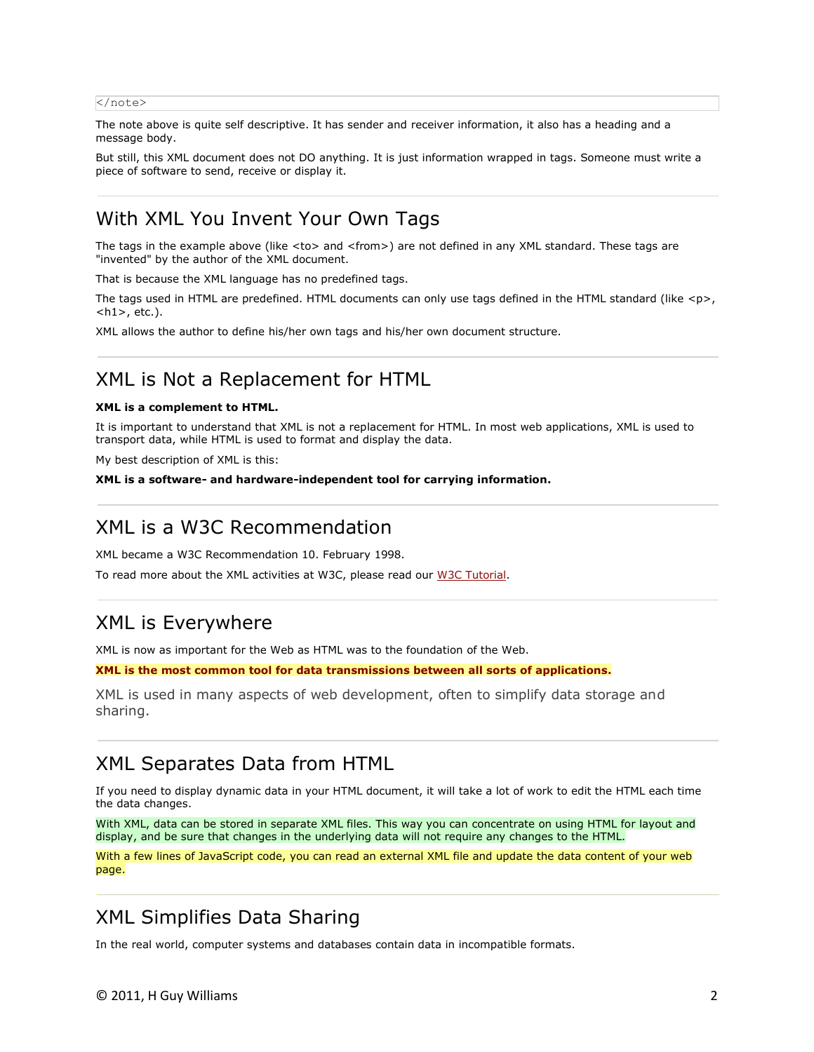```
</note>
```

The note above is quite self descriptive. It has sender and receiver information, it also has a heading and a message body.

But still, this XML document does not DO anything. It is just information wrapped in tags. Someone must write a piece of software to send, receive or display it.

## With XML You Invent Your Own Tags

The tags in the example above (like <to> and <from>) are not defined in any XML standard. These tags are "invented" by the author of the XML document.

That is because the XML language has no predefined tags.

The tags used in HTML are predefined. HTML documents can only use tags defined in the HTML standard (like <p>, <h1>, etc.).

XML allows the author to define his/her own tags and his/her own document structure.

## XML is Not a Replacement for HTML

**XML is a complement to HTML.**

It is important to understand that XML is not a replacement for HTML. In most web applications, XML is used to transport data, while HTML is used to format and display the data.

My best description of XML is this:

**XML is a software- and hardware-independent tool for carrying information.**

## XML is a W3C Recommendation

XML became a W3C Recommendation 10. February 1998.

To read more about the XML activities at W3C, please read our W3C Tutorial.

## XML is Everywhere

XML is now as important for the Web as HTML was to the foundation of the Web.

**XML is the most common tool for data transmissions between all sorts of applications.**

XML is used in many aspects of web development, often to simplify data storage and sharing.

## XML Separates Data from HTML

If you need to display dynamic data in your HTML document, it will take a lot of work to edit the HTML each time the data changes.

With XML, data can be stored in separate XML files. This way you can concentrate on using HTML for layout and display, and be sure that changes in the underlying data will not require any changes to the HTML.

With a few lines of JavaScript code, you can read an external XML file and update the data content of your web page.

## XML Simplifies Data Sharing

In the real world, computer systems and databases contain data in incompatible formats.

© 2011, H Guy Williams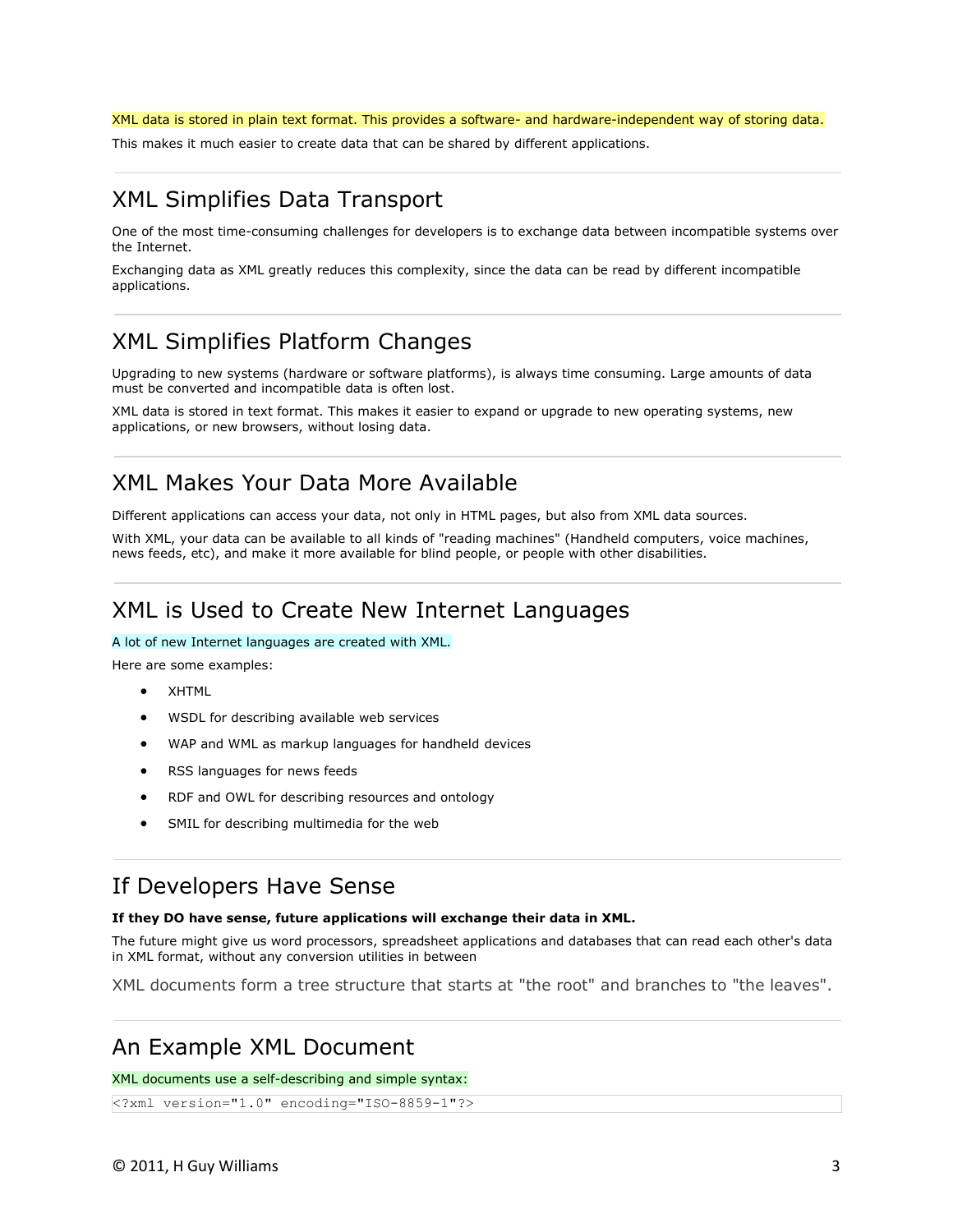XML data is stored in plain text format. This provides a software- and hardware-independent way of storing data.

This makes it much easier to create data that can be shared by different applications.

## XML Simplifies Data Transport

One of the most time-consuming challenges for developers is to exchange data between incompatible systems over the Internet.

Exchanging data as XML greatly reduces this complexity, since the data can be read by different incompatible applications.

## XML Simplifies Platform Changes

Upgrading to new systems (hardware or software platforms), is always time consuming. Large amounts of data must be converted and incompatible data is often lost.

XML data is stored in text format. This makes it easier to expand or upgrade to new operating systems, new applications, or new browsers, without losing data.

## XML Makes Your Data More Available

Different applications can access your data, not only in HTML pages, but also from XML data sources.

With XML, your data can be available to all kinds of "reading machines" (Handheld computers, voice machines, news feeds, etc), and make it more available for blind people, or people with other disabilities.

## XML is Used to Create New Internet Languages

A lot of new Internet languages are created with XML.

Here are some examples:

- XHTML
- WSDL for describing available web services
- WAP and WML as markup languages for handheld devices
- RSS languages for news feeds
- RDF and OWL for describing resources and ontology
- SMIL for describing multimedia for the web

## If Developers Have Sense

**If they DO have sense, future applications will exchange their data in XML.**

The future might give us word processors, spreadsheet applications and databases that can read each other's data in XML format, without any conversion utilities in between

XML documents form a tree structure that starts at "the root" and branches to "the leaves".

## An Example XML Document

XML documents use a self-describing and simple syntax:

```
<?xml version="1.0" encoding="ISO-8859-1"?>
```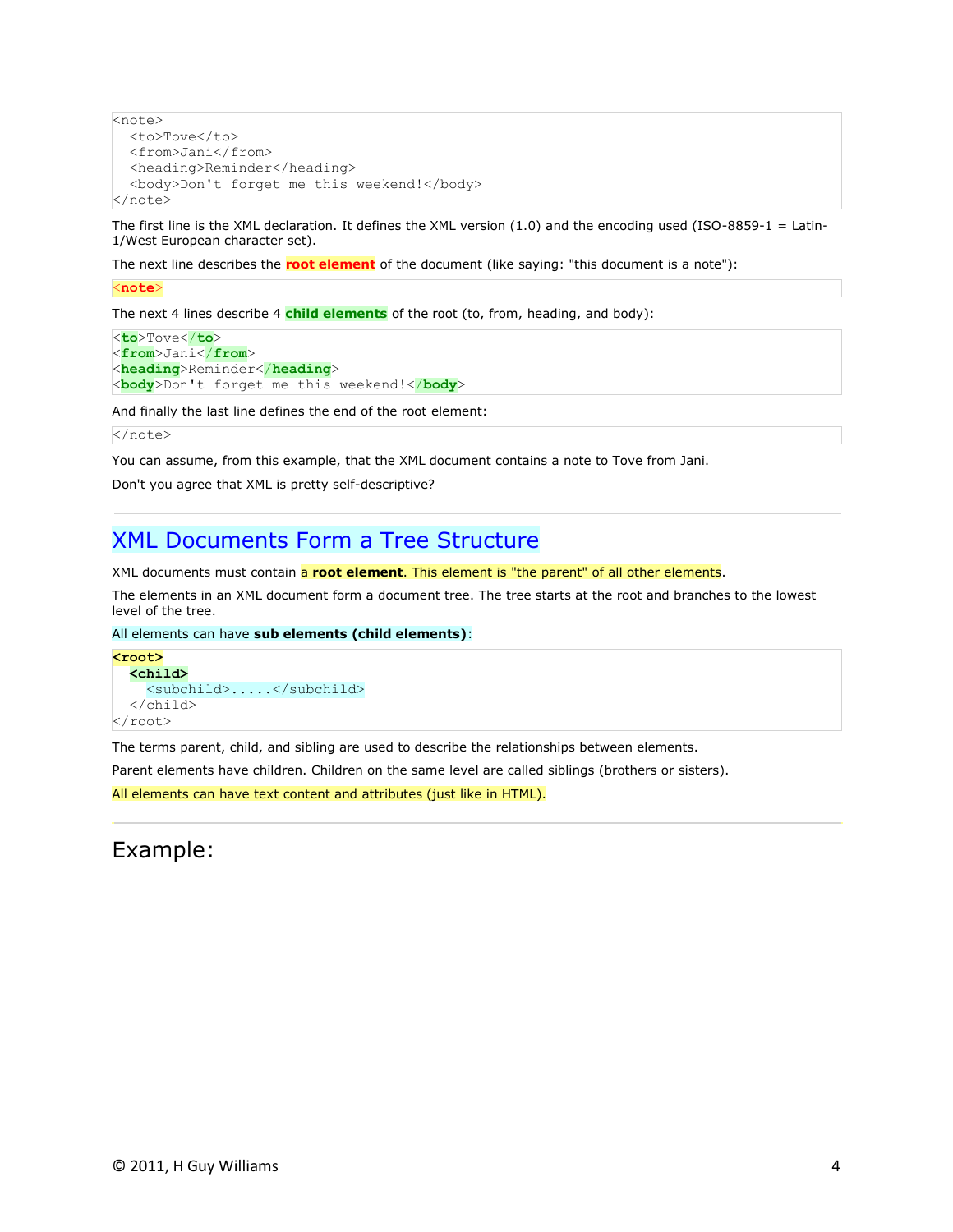```
<note>
  <to>Tove</to>
  <from>Jani</from>
  <heading>Reminder</heading>
  <body>Don't forget me this weekend!</body>
</note>
```

The first line is the XML declaration. It defines the XML version (1.0) and the encoding used (ISO-8859-1 = Latin-1/West European character set).

The next line describes the **root element** of the document (like saying: "this document is a note"):

```
<note>
```

The next 4 lines describe 4 **child elements** of the root (to, from, heading, and body):

```
<to>Tove</to>
<from>Jani</from>
<heading>Reminder</heading>
<body>Don't forget me this weekend!</body>
```

And finally the last line defines the end of the root element:

```
</note>
```

You can assume, from this example, that the XML document contains a note to Tove from Jani.

Don't you agree that XML is pretty self-descriptive?

## XML Documents Form a Tree Structure

XML documents must contain a **root element**. This element is "the parent" of all other elements.

The elements in an XML document form a document tree. The tree starts at the root and branches to the lowest level of the tree.

All elements can have **sub elements (child elements)**:

```
<root>
  <child>
    <subchild>.....</subchild>
  </child>
</root>
```

The terms parent, child, and sibling are used to describe the relationships between elements.

Parent elements have children. Children on the same level are called siblings (brothers or sisters).

All elements can have text content and attributes (just like in HTML).

## Example: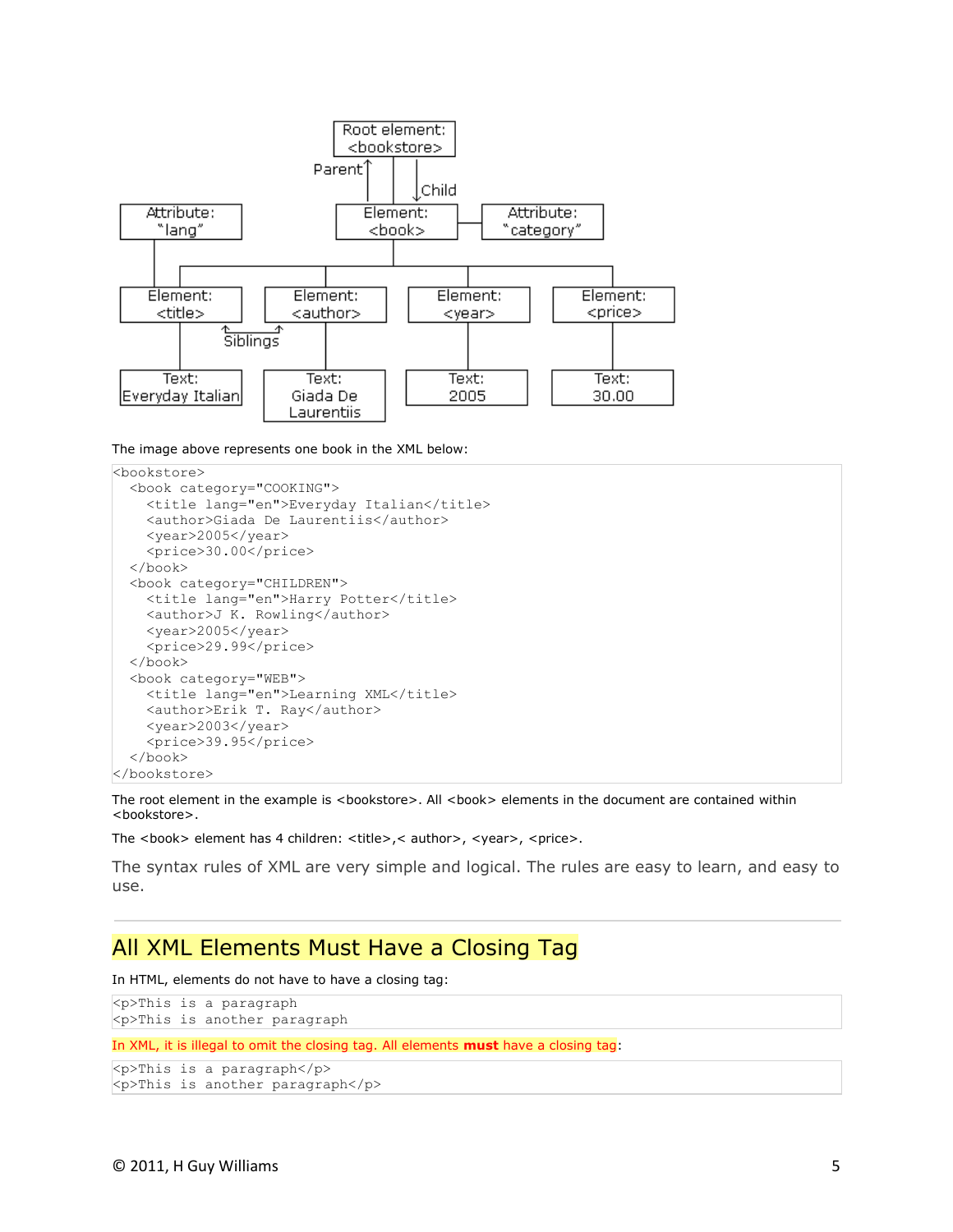The image above represents one book in the XML below:

```
<bookstore>
  <book category="COOKING">
    <title lang="en">Everyday Italian</title>
    <author>Giada De Laurentiis</author>
    <year>2005</year>
    <price>30.00</price>
  </book>
  <book category="CHILDREN">
    <title lang="en">Harry Potter</title>
    <author>J K. Rowling</author>
    <year>2005</year>
    <price>29.99</price>
  </book>
  <book category="WEB">
    <title lang="en">Learning XML</title>
    <author>Erik T. Ray</author>
    <year>2003</year>
    <price>39.95</price>
  </book>
</bookstore>
```

The root element in the example is <bookstore>. All <book> elements in the document are contained within <bookstore>.

The <book> element has 4 children: <title>,< author>, <year>, <price>.

The syntax rules of XML are very simple and logical. The rules are easy to learn, and easy to use.

## All XML Elements Must Have a Closing Tag

In HTML, elements do not have to have a closing tag:

```
<p>This is a paragraph
<p>This is another paragraph
```

In XML, it is illegal to omit the closing tag. All elements **must** have a closing tag:

```
<p>This is a paragraph</p>
<p>This is another paragraph</p>
```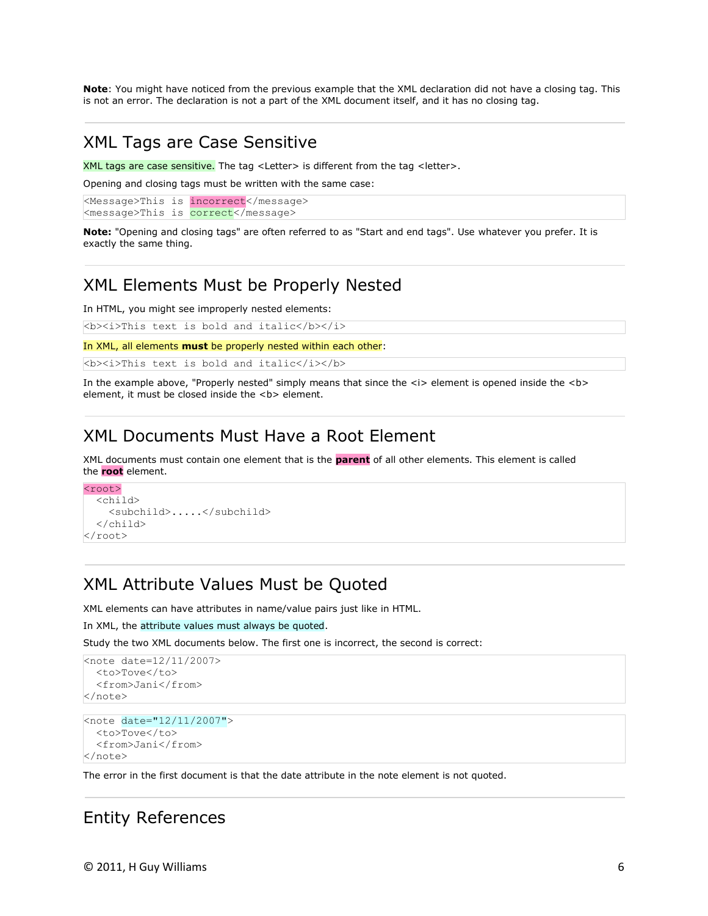**Note**: You might have noticed from the previous example that the XML declaration did not have a closing tag. This is not an error. The declaration is not a part of the XML document itself, and it has no closing tag.

## XML Tags are Case Sensitive

XML tags are case sensitive. The tag <Letter> is different from the tag <letter>.

Opening and closing tags must be written with the same case:

```
<Message>This is incorrect</message>
<message>This is correct</message>
```

**Note:** "Opening and closing tags" are often referred to as "Start and end tags". Use whatever you prefer. It is exactly the same thing.

## XML Elements Must be Properly Nested

In HTML, you might see improperly nested elements:

```
<b><i>This text is bold and italic</b></i>
```

In XML, all elements **must** be properly nested within each other:

```
<b><i>This text is bold and italic</i></b>
```

In the example above, "Properly nested" simply means that since the <i> element is opened inside the <b> element, it must be closed inside the <b> element.

## XML Documents Must Have a Root Element

XML documents must contain one element that is the **parent** of all other elements. This element is called the **root** element.

```
<root>
  <child>
    <subchild>.....</subchild>
  </child>
</root>
```

## XML Attribute Values Must be Quoted

XML elements can have attributes in name/value pairs just like in HTML.

In XML, the attribute values must always be quoted.

Study the two XML documents below. The first one is incorrect, the second is correct:

```
<note date=12/11/2007>
  <to>Tove</to>
  <from>Jani</from>
</note>
```

```
<note date="12/11/2007">
  <to>Tove</to>
  <from>Jani</from>
</note>
```

The error in the first document is that the date attribute in the note element is not quoted.

## Entity References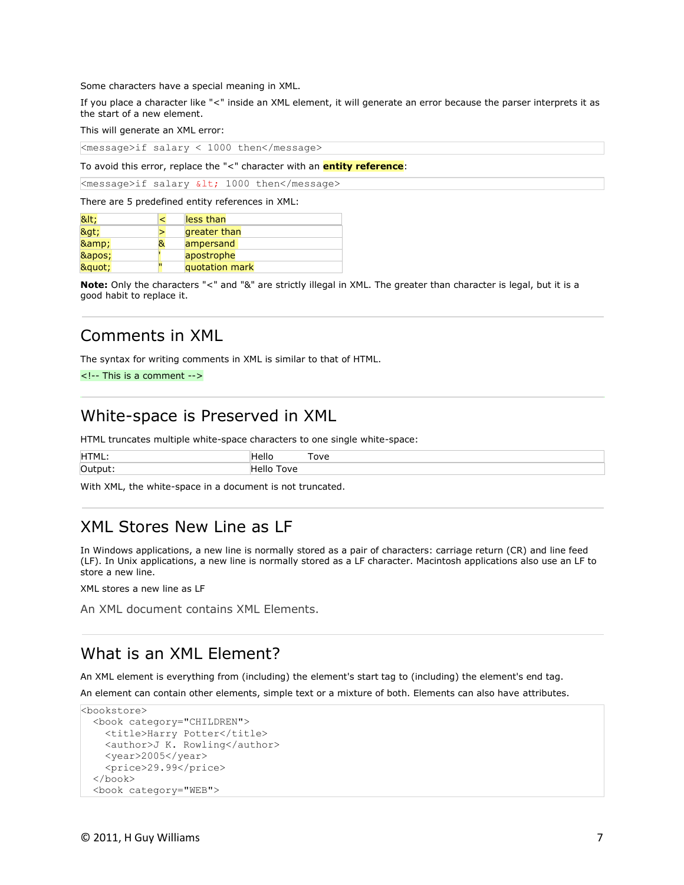Some characters have a special meaning in XML.

If you place a character like "<" inside an XML element, it will generate an error because the parser interprets it as the start of a new element.

This will generate an XML error:

```
<message>if salary < 1000 then</message>
```

To avoid this error, replace the "<" character with an **entity reference**:

```
<message>if salary &lt; 1000 then</message>
```

There are 5 predefined entity references in XML:

| | | |
|---|---|---|
| &lt; | < | less than |
| &gt; | > | greater than |
| &amp; | & | ampersand |
| &apos; | ' | apostrophe |
| &quot; | " | quotation mark |

**Note:** Only the characters "<" and "&" are strictly illegal in XML. The greater than character is legal, but it is a good habit to replace it.

## Comments in XML

The syntax for writing comments in XML is similar to that of HTML.

```
<!-- This is a comment -->
```

## White-space is Preserved in XML

HTML truncates multiple white-space characters to one single white-space:

| | |
|---|---|
| HTML: | Hello           Tove |
| Output: | Hello Tove |

With XML, the white-space in a document is not truncated.

## XML Stores New Line as LF

In Windows applications, a new line is normally stored as a pair of characters: carriage return (CR) and line feed (LF). In Unix applications, a new line is normally stored as a LF character. Macintosh applications also use an LF to store a new line.

XML stores a new line as LF

An XML document contains XML Elements.

## What is an XML Element?

An XML element is everything from (including) the element's start tag to (including) the element's end tag.

An element can contain other elements, simple text or a mixture of both. Elements can also have attributes.

```
<bookstore>
  <book category="CHILDREN">
    <title>Harry Potter</title>
    <author>J K. Rowling</author>
    <year>2005</year>
    <price>29.99</price>
  </book>
  <book category="WEB">
```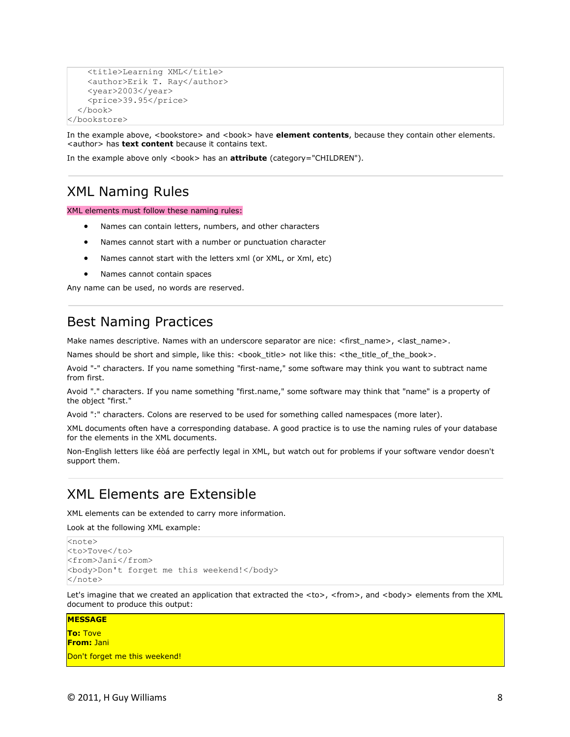```
    <title>Learning XML</title>
    <author>Erik T. Ray</author>
    <year>2003</year>
    <price>39.95</price>
  </book>
</bookstore>
```

In the example above, <bookstore> and <book> have **element contents**, because they contain other elements. <author> has **text content** because it contains text.

In the example above only <book> has an **attribute** (category="CHILDREN").

## XML Naming Rules

XML elements must follow these naming rules:

- Names can contain letters, numbers, and other characters
- Names cannot start with a number or punctuation character
- Names cannot start with the letters xml (or XML, or Xml, etc)
- Names cannot contain spaces

Any name can be used, no words are reserved.

## Best Naming Practices

Make names descriptive. Names with an underscore separator are nice: <first_name>, <last_name>.

Names should be short and simple, like this: <book_title> not like this: <the_title_of_the_book>.

Avoid "-" characters. If you name something "first-name," some software may think you want to subtract name from first.

Avoid "." characters. If you name something "first.name," some software may think that "name" is a property of the object "first."

Avoid ":" characters. Colons are reserved to be used for something called namespaces (more later).

XML documents often have a corresponding database. A good practice is to use the naming rules of your database for the elements in the XML documents.

Non-English letters like éòá are perfectly legal in XML, but watch out for problems if your software vendor doesn't support them.

## XML Elements are Extensible

XML elements can be extended to carry more information.

Look at the following XML example:

```
<note>
<to>Tove</to>
<from>Jani</from>
<body>Don't forget me this weekend!</body>
</note>
```

Let's imagine that we created an application that extracted the <to>, <from>, and <body> elements from the XML document to produce this output:

**MESSAGE**

**To:** Tove
**From:** Jani

Don't forget me this weekend!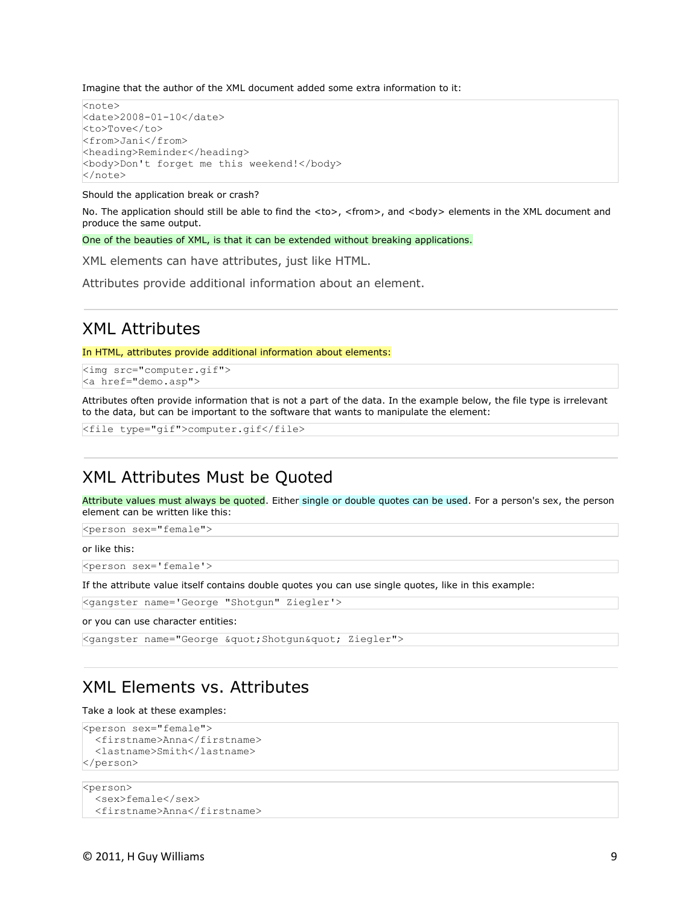Imagine that the author of the XML document added some extra information to it:

```
<note>
<date>2008-01-10</date>
<to>Tove</to>
<from>Jani</from>
<heading>Reminder</heading>
<body>Don't forget me this weekend!</body>
</note>
```

Should the application break or crash?

No. The application should still be able to find the <to>, <from>, and <body> elements in the XML document and produce the same output.

One of the beauties of XML, is that it can be extended without breaking applications.

XML elements can have attributes, just like HTML.

Attributes provide additional information about an element.

## XML Attributes

In HTML, attributes provide additional information about elements:

```
<img src="computer.gif">
<a href="demo.asp">
```

Attributes often provide information that is not a part of the data. In the example below, the file type is irrelevant to the data, but can be important to the software that wants to manipulate the element:

```
<file type="gif">computer.gif</file>
```

## XML Attributes Must be Quoted

Attribute values must always be quoted. Either single or double quotes can be used. For a person's sex, the person element can be written like this:

```
<person sex="female">
```

or like this:

```
<person sex='female'>
```

If the attribute value itself contains double quotes you can use single quotes, like in this example:

```
<gangster name='George "Shotgun" Ziegler'>
```

or you can use character entities:

```
<gangster name="George &quot;Shotgun&quot; Ziegler">
```

## XML Elements vs. Attributes

Take a look at these examples:

```
<person sex="female">
  <firstname>Anna</firstname>
  <lastname>Smith</lastname>
</person>
```

```
<person>
  <sex>female</sex>
  <firstname>Anna</firstname>
```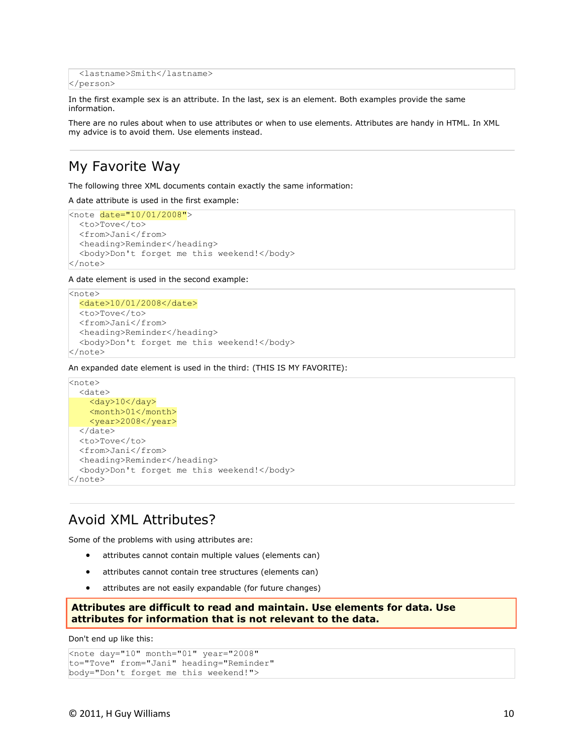```
  <lastname>Smith</lastname>
</person>
```

In the first example sex is an attribute. In the last, sex is an element. Both examples provide the same information.

There are no rules about when to use attributes or when to use elements. Attributes are handy in HTML. In XML my advice is to avoid them. Use elements instead.

## My Favorite Way

The following three XML documents contain exactly the same information:

A date attribute is used in the first example:

```
<note date="10/01/2008">
  <to>Tove</to>
  <from>Jani</from>
  <heading>Reminder</heading>
  <body>Don't forget me this weekend!</body>
</note>
```

A date element is used in the second example:

```
<note>
  <date>10/01/2008</date>
  <to>Tove</to>
  <from>Jani</from>
  <heading>Reminder</heading>
  <body>Don't forget me this weekend!</body>
</note>
```

An expanded date element is used in the third: (THIS IS MY FAVORITE):

```
<note>
  <date>
    <day>10</day>
    <month>01</month>
    <year>2008</year>
  </date>
  <to>Tove</to>
  <from>Jani</from>
  <heading>Reminder</heading>
  <body>Don't forget me this weekend!</body>
</note>
```

## Avoid XML Attributes?

Some of the problems with using attributes are:

- attributes cannot contain multiple values (elements can)
- attributes cannot contain tree structures (elements can)
- attributes are not easily expandable (for future changes)

**Attributes are difficult to read and maintain. Use elements for data. Use attributes for information that is not relevant to the data.**

Don't end up like this:

```
<note day="10" month="01" year="2008"
to="Tove" from="Jani" heading="Reminder"
body="Don't forget me this weekend!">
```

© 2011, H Guy Williams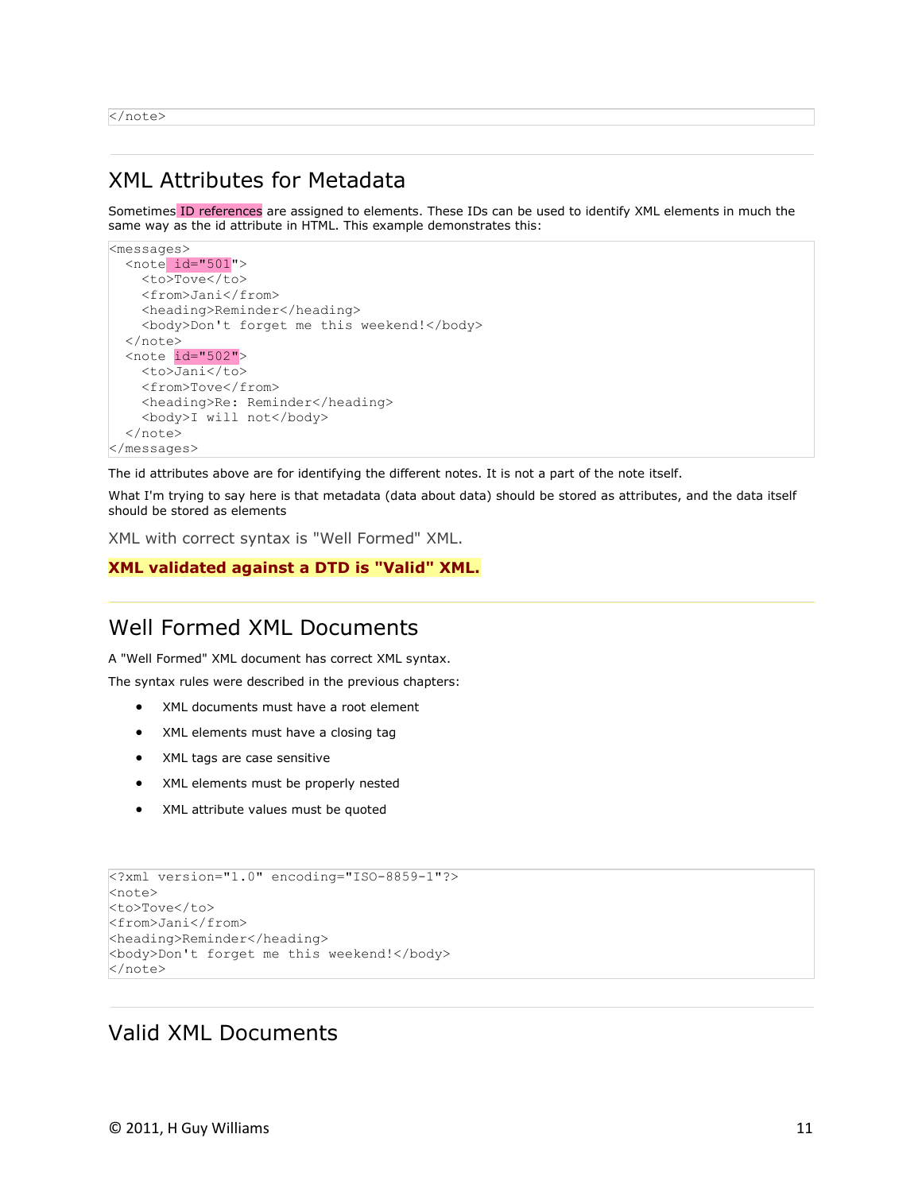```
</note>
```

## XML Attributes for Metadata

Sometimes ID references are assigned to elements. These IDs can be used to identify XML elements in much the same way as the id attribute in HTML. This example demonstrates this:

```
<messages>
  <note id="501">
    <to>Tove</to>
    <from>Jani</from>
    <heading>Reminder</heading>
    <body>Don't forget me this weekend!</body>
  </note>
  <note id="502">
    <to>Jani</to>
    <from>Tove</from>
    <heading>Re: Reminder</heading>
    <body>I will not</body>
  </note>
</messages>
```

The id attributes above are for identifying the different notes. It is not a part of the note itself.

What I'm trying to say here is that metadata (data about data) should be stored as attributes, and the data itself should be stored as elements

XML with correct syntax is "Well Formed" XML.

**XML validated against a DTD is "Valid" XML.**

## Well Formed XML Documents

A "Well Formed" XML document has correct XML syntax.

The syntax rules were described in the previous chapters:

- XML documents must have a root element
- XML elements must have a closing tag
- XML tags are case sensitive
- XML elements must be properly nested
- XML attribute values must be quoted

```
<?xml version="1.0" encoding="ISO-8859-1"?>
<note>
<to>Tove</to>
<from>Jani</from>
<heading>Reminder</heading>
<body>Don't forget me this weekend!</body>
</note>
```

## Valid XML Documents

© 2011, H Guy Williams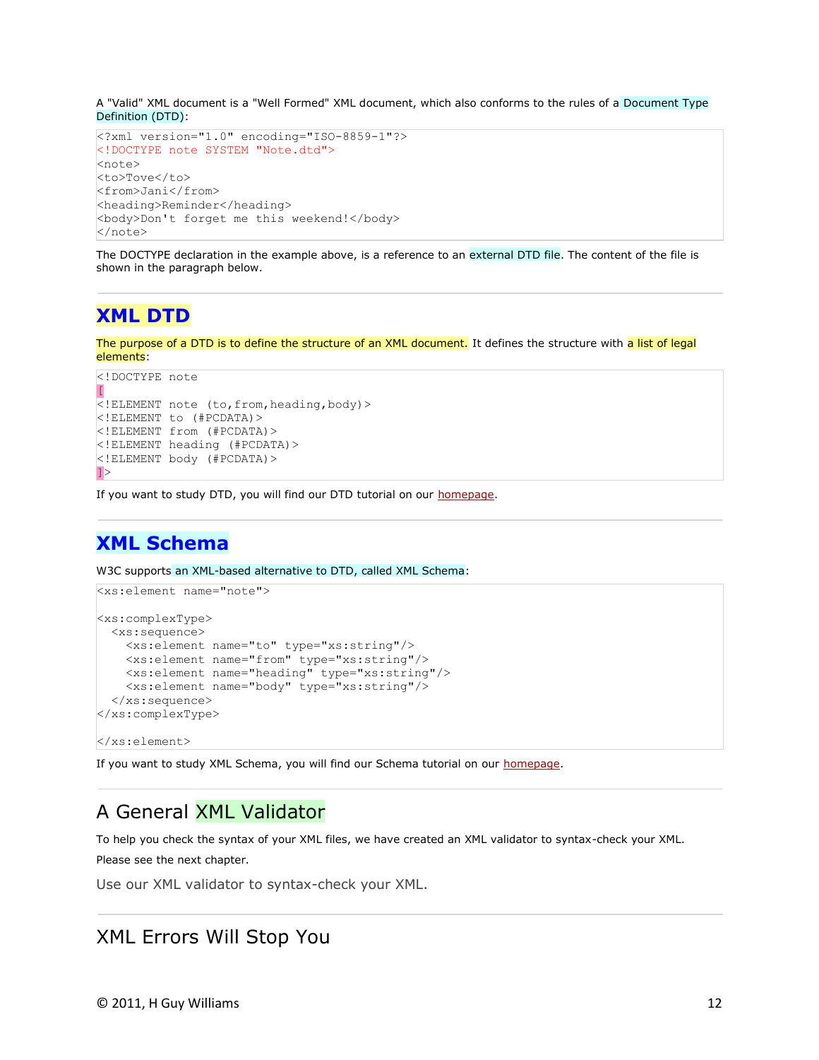A "Valid" XML document is a "Well Formed" XML document, which also conforms to the rules of a Document Type Definition (DTD):

```
<?xml version="1.0" encoding="ISO-8859-1"?>
<!DOCTYPE note SYSTEM "Note.dtd">
<note>
<to>Tove</to>
<from>Jani</from>
<heading>Reminder</heading>
<body>Don't forget me this weekend!</body>
</note>
```

The DOCTYPE declaration in the example above, is a reference to an external DTD file. The content of the file is shown in the paragraph below.

## XML DTD

The purpose of a DTD is to define the structure of an XML document. It defines the structure with a list of legal elements:

```
<!DOCTYPE note
[
<!ELEMENT note (to,from,heading,body)>
<!ELEMENT to (#PCDATA)>
<!ELEMENT from (#PCDATA)>
<!ELEMENT heading (#PCDATA)>
<!ELEMENT body (#PCDATA)>
]>
```

If you want to study DTD, you will find our DTD tutorial on our homepage.

## XML Schema

W3C supports an XML-based alternative to DTD, called XML Schema:

```
<xs:element name="note">

<xs:complexType>
  <xs:sequence>
    <xs:element name="to" type="xs:string"/>
    <xs:element name="from" type="xs:string"/>
    <xs:element name="heading" type="xs:string"/>
    <xs:element name="body" type="xs:string"/>
  </xs:sequence>
</xs:complexType>

</xs:element>
```

If you want to study XML Schema, you will find our Schema tutorial on our homepage.

## A General XML Validator

To help you check the syntax of your XML files, we have created an XML validator to syntax-check your XML.

Please see the next chapter.

Use our XML validator to syntax-check your XML.

## XML Errors Will Stop You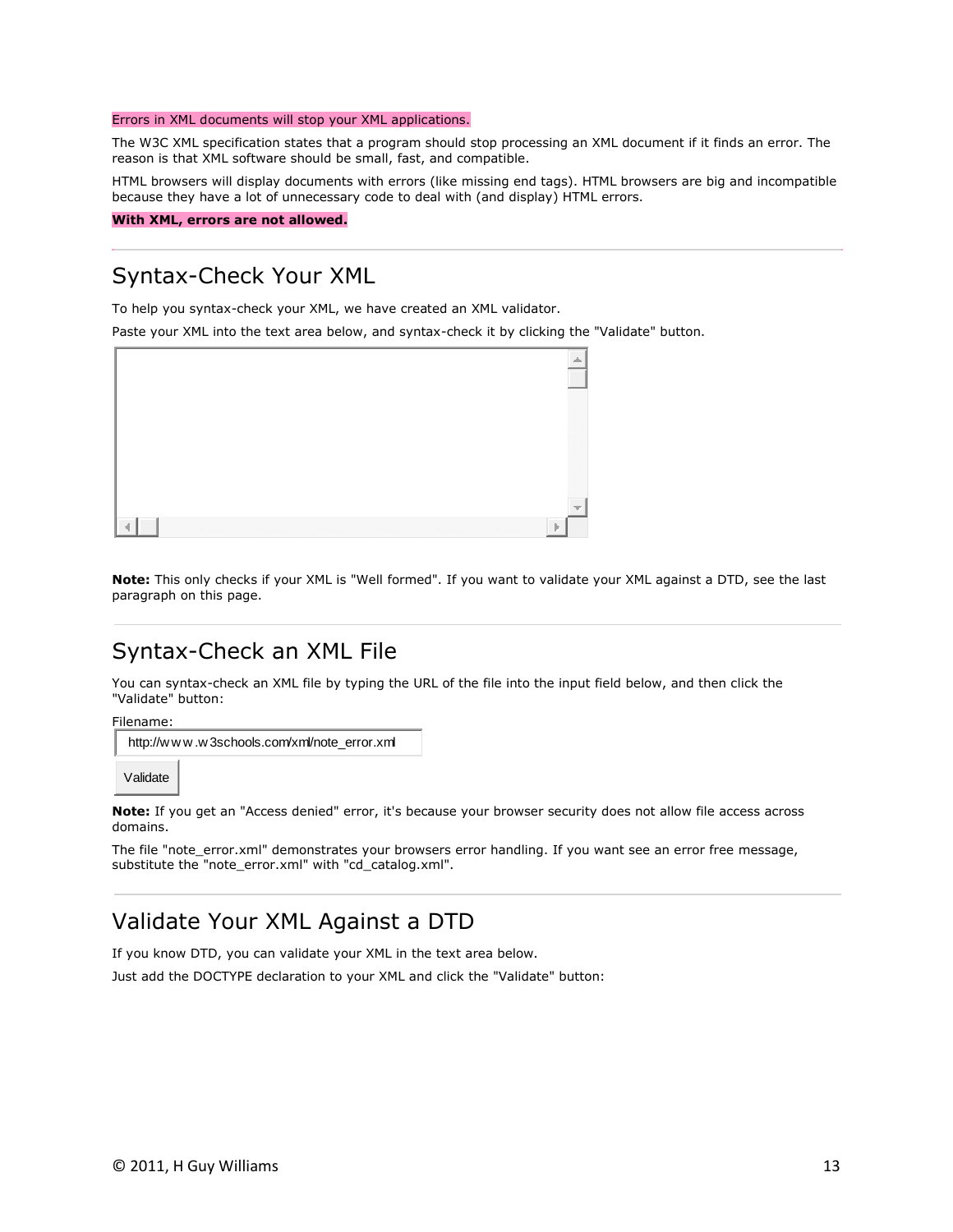Errors in XML documents will stop your XML applications.

The W3C XML specification states that a program should stop processing an XML document if it finds an error. The reason is that XML software should be small, fast, and compatible.

HTML browsers will display documents with errors (like missing end tags). HTML browsers are big and incompatible because they have a lot of unnecessary code to deal with (and display) HTML errors.

**With XML, errors are not allowed.**

## Syntax-Check Your XML

To help you syntax-check your XML, we have created an XML validator.

Paste your XML into the text area below, and syntax-check it by clicking the "Validate" button.

**Note:** This only checks if your XML is "Well formed". If you want to validate your XML against a DTD, see the last paragraph on this page.

## Syntax-Check an XML File

You can syntax-check an XML file by typing the URL of the file into the input field below, and then click the "Validate" button:

Filename:

http://www.w3schools.com/xml/note_error.xml

Validate

**Note:** If you get an "Access denied" error, it's because your browser security does not allow file access across domains.

The file "note_error.xml" demonstrates your browsers error handling. If you want see an error free message, substitute the "note_error.xml" with "cd_catalog.xml".

## Validate Your XML Against a DTD

If you know DTD, you can validate your XML in the text area below.

Just add the DOCTYPE declaration to your XML and click the "Validate" button: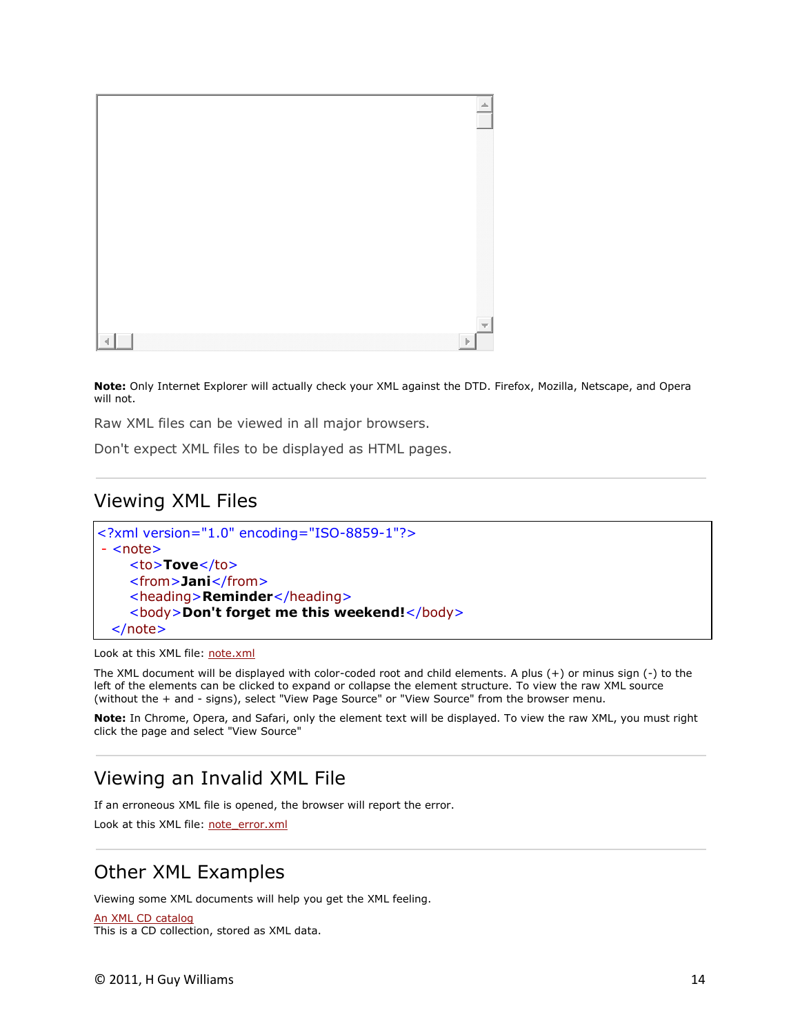**Note:** Only Internet Explorer will actually check your XML against the DTD. Firefox, Mozilla, Netscape, and Opera will not.

Raw XML files can be viewed in all major browsers.

Don't expect XML files to be displayed as HTML pages.

## Viewing XML Files

```
<?xml version="1.0" encoding="ISO-8859-1"?>
- <note>
    <to>Tove</to>
    <from>Jani</from>
    <heading>Reminder</heading>
    <body>Don't forget me this weekend!</body>
  </note>
```

Look at this XML file: note.xml

The XML document will be displayed with color-coded root and child elements. A plus (+) or minus sign (-) to the left of the elements can be clicked to expand or collapse the element structure. To view the raw XML source (without the + and - signs), select "View Page Source" or "View Source" from the browser menu.

**Note:** In Chrome, Opera, and Safari, only the element text will be displayed. To view the raw XML, you must right click the page and select "View Source"

## Viewing an Invalid XML File

If an erroneous XML file is opened, the browser will report the error.

Look at this XML file: note_error.xml

## Other XML Examples

Viewing some XML documents will help you get the XML feeling.

An XML CD catalog
This is a CD collection, stored as XML data.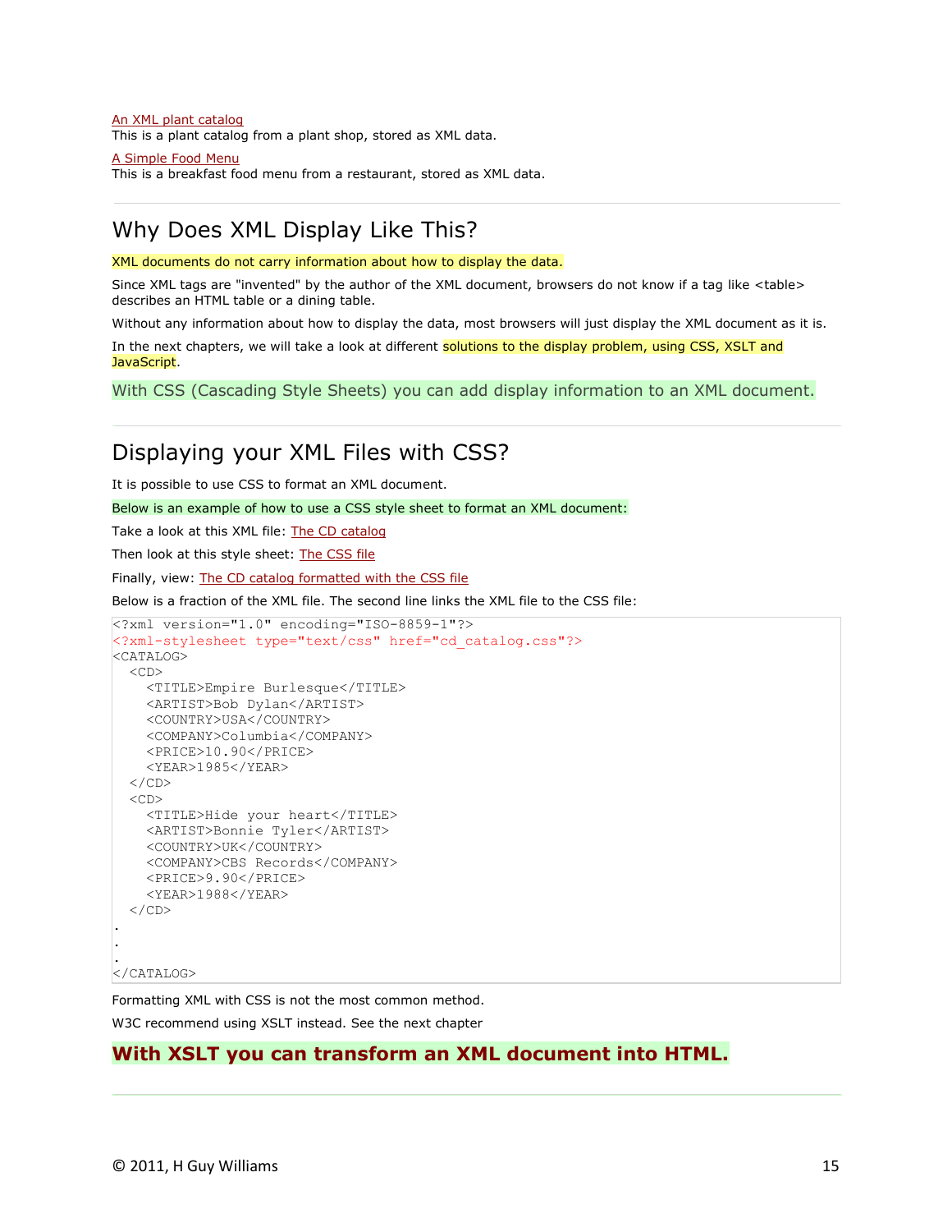An XML plant catalog
This is a plant catalog from a plant shop, stored as XML data.

A Simple Food Menu
This is a breakfast food menu from a restaurant, stored as XML data.

---

## Why Does XML Display Like This?

XML documents do not carry information about how to display the data.

Since XML tags are "invented" by the author of the XML document, browsers do not know if a tag like <table> describes an HTML table or a dining table.

Without any information about how to display the data, most browsers will just display the XML document as it is.

In the next chapters, we will take a look at different solutions to the display problem, using CSS, XSLT and JavaScript.

With CSS (Cascading Style Sheets) you can add display information to an XML document.

---

## Displaying your XML Files with CSS?

It is possible to use CSS to format an XML document.

Below is an example of how to use a CSS style sheet to format an XML document:

Take a look at this XML file: The CD catalog

Then look at this style sheet: The CSS file

Finally, view: The CD catalog formatted with the CSS file

Below is a fraction of the XML file. The second line links the XML file to the CSS file:

```
<?xml version="1.0" encoding="ISO-8859-1"?>
<?xml-stylesheet type="text/css" href="cd_catalog.css"?>
<CATALOG>
  <CD>
    <TITLE>Empire Burlesque</TITLE>
    <ARTIST>Bob Dylan</ARTIST>
    <COUNTRY>USA</COUNTRY>
    <COMPANY>Columbia</COMPANY>
    <PRICE>10.90</PRICE>
    <YEAR>1985</YEAR>
  </CD>
  <CD>
    <TITLE>Hide your heart</TITLE>
    <ARTIST>Bonnie Tyler</ARTIST>
    <COUNTRY>UK</COUNTRY>
    <COMPANY>CBS Records</COMPANY>
    <PRICE>9.90</PRICE>
    <YEAR>1988</YEAR>
  </CD>
.
.
.
</CATALOG>
```

Formatting XML with CSS is not the most common method.

W3C recommend using XSLT instead. See the next chapter

**With XSLT you can transform an XML document into HTML.**

---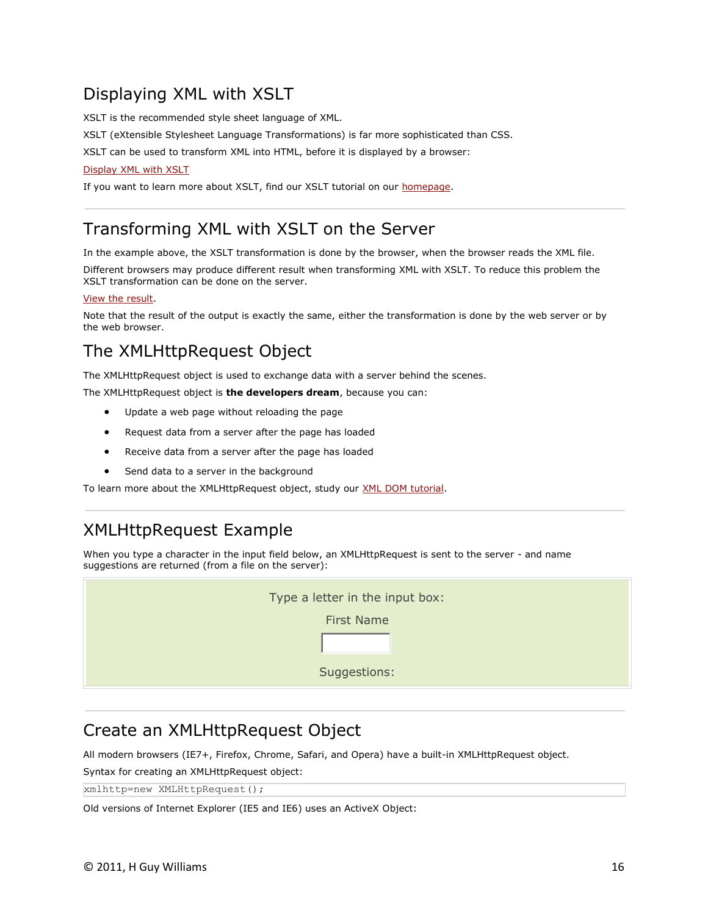## Displaying XML with XSLT

XSLT is the recommended style sheet language of XML.

XSLT (eXtensible Stylesheet Language Transformations) is far more sophisticated than CSS.

XSLT can be used to transform XML into HTML, before it is displayed by a browser:

Display XML with XSLT

If you want to learn more about XSLT, find our XSLT tutorial on our homepage.

---

## Transforming XML with XSLT on the Server

In the example above, the XSLT transformation is done by the browser, when the browser reads the XML file.

Different browsers may produce different result when transforming XML with XSLT. To reduce this problem the XSLT transformation can be done on the server.

View the result.

Note that the result of the output is exactly the same, either the transformation is done by the web server or by the web browser.

## The XMLHttpRequest Object

The XMLHttpRequest object is used to exchange data with a server behind the scenes.

The XMLHttpRequest object is **the developers dream**, because you can:

- Update a web page without reloading the page
- Request data from a server after the page has loaded
- Receive data from a server after the page has loaded
- Send data to a server in the background

To learn more about the XMLHttpRequest object, study our XML DOM tutorial.

---

## XMLHttpRequest Example

When you type a character in the input field below, an XMLHttpRequest is sent to the server - and name suggestions are returned (from a file on the server):

Type a letter in the input box:

First Name

Suggestions:

---

## Create an XMLHttpRequest Object

All modern browsers (IE7+, Firefox, Chrome, Safari, and Opera) have a built-in XMLHttpRequest object.

Syntax for creating an XMLHttpRequest object:

```
xmlhttp=new XMLHttpRequest();
```

Old versions of Internet Explorer (IE5 and IE6) uses an ActiveX Object: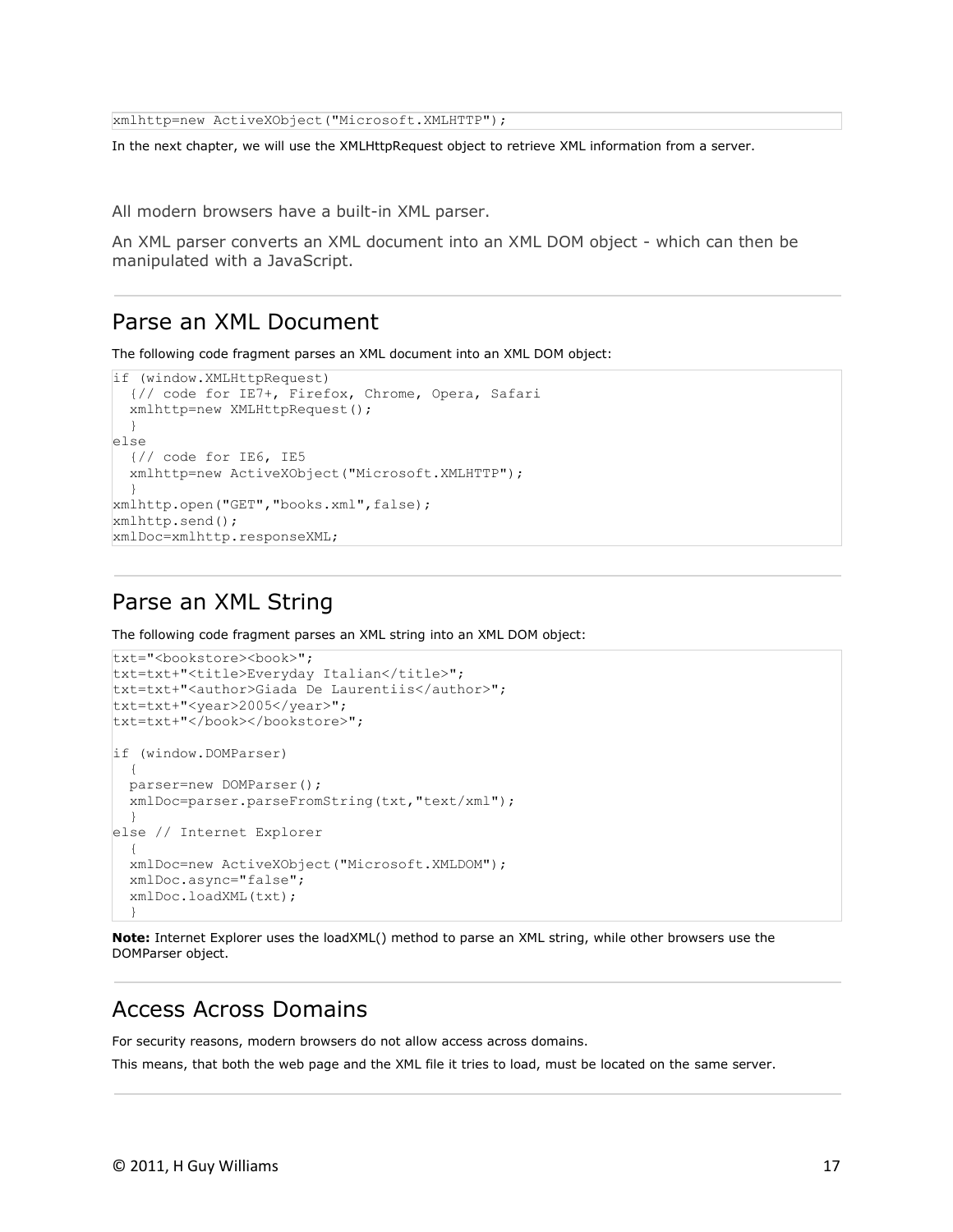```
xmlhttp=new ActiveXObject("Microsoft.XMLHTTP");
```

In the next chapter, we will use the XMLHttpRequest object to retrieve XML information from a server.

All modern browsers have a built-in XML parser.

An XML parser converts an XML document into an XML DOM object - which can then be manipulated with a JavaScript.

## Parse an XML Document

The following code fragment parses an XML document into an XML DOM object:

```
if (window.XMLHttpRequest)
  {// code for IE7+, Firefox, Chrome, Opera, Safari
  xmlhttp=new XMLHttpRequest();
  }
else
  {// code for IE6, IE5
  xmlhttp=new ActiveXObject("Microsoft.XMLHTTP");
  }
xmlhttp.open("GET","books.xml",false);
xmlhttp.send();
xmlDoc=xmlhttp.responseXML;
```

## Parse an XML String

The following code fragment parses an XML string into an XML DOM object:

```
txt="<bookstore><book>";
txt=txt+"<title>Everyday Italian</title>";
txt=txt+"<author>Giada De Laurentiis</author>";
txt=txt+"<year>2005</year>";
txt=txt+"</book></bookstore>";

if (window.DOMParser)
  {
  parser=new DOMParser();
  xmlDoc=parser.parseFromString(txt,"text/xml");
  }
else // Internet Explorer
  {
  xmlDoc=new ActiveXObject("Microsoft.XMLDOM");
  xmlDoc.async="false";
  xmlDoc.loadXML(txt);
  }
```

**Note:** Internet Explorer uses the loadXML() method to parse an XML string, while other browsers use the DOMParser object.

## Access Across Domains

For security reasons, modern browsers do not allow access across domains.

This means, that both the web page and the XML file it tries to load, must be located on the same server.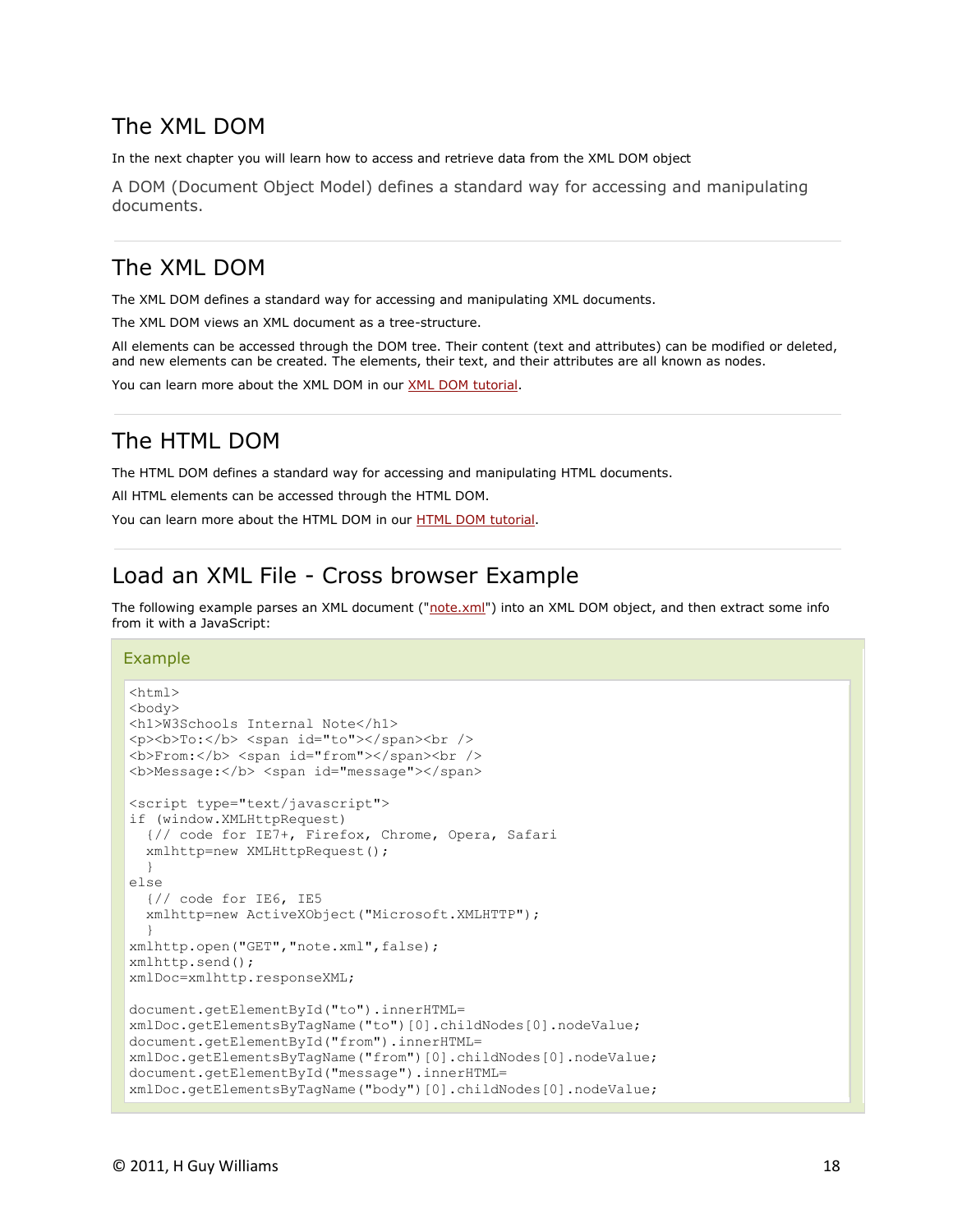## The XML DOM

In the next chapter you will learn how to access and retrieve data from the XML DOM object

A DOM (Document Object Model) defines a standard way for accessing and manipulating documents.

## The XML DOM

The XML DOM defines a standard way for accessing and manipulating XML documents.

The XML DOM views an XML document as a tree-structure.

All elements can be accessed through the DOM tree. Their content (text and attributes) can be modified or deleted, and new elements can be created. The elements, their text, and their attributes are all known as nodes.

You can learn more about the XML DOM in our XML DOM tutorial.

## The HTML DOM

The HTML DOM defines a standard way for accessing and manipulating HTML documents.

All HTML elements can be accessed through the HTML DOM.

You can learn more about the HTML DOM in our HTML DOM tutorial.

## Load an XML File - Cross browser Example

The following example parses an XML document ("note.xml") into an XML DOM object, and then extract some info from it with a JavaScript:

**Example**

```
<html>
<body>
<h1>W3Schools Internal Note</h1>
<p><b>To:</b> <span id="to"></span><br />
<b>From:</b> <span id="from"></span><br />
<b>Message:</b> <span id="message"></span>

<script type="text/javascript">
if (window.XMLHttpRequest)
  {// code for IE7+, Firefox, Chrome, Opera, Safari
  xmlhttp=new XMLHttpRequest();
  }
else
  {// code for IE6, IE5
  xmlhttp=new ActiveXObject("Microsoft.XMLHTTP");
  }
xmlhttp.open("GET","note.xml",false);
xmlhttp.send();
xmlDoc=xmlhttp.responseXML;

document.getElementById("to").innerHTML=
xmlDoc.getElementsByTagName("to")[0].childNodes[0].nodeValue;
document.getElementById("from").innerHTML=
xmlDoc.getElementsByTagName("from")[0].childNodes[0].nodeValue;
document.getElementById("message").innerHTML=
xmlDoc.getElementsByTagName("body")[0].childNodes[0].nodeValue;
```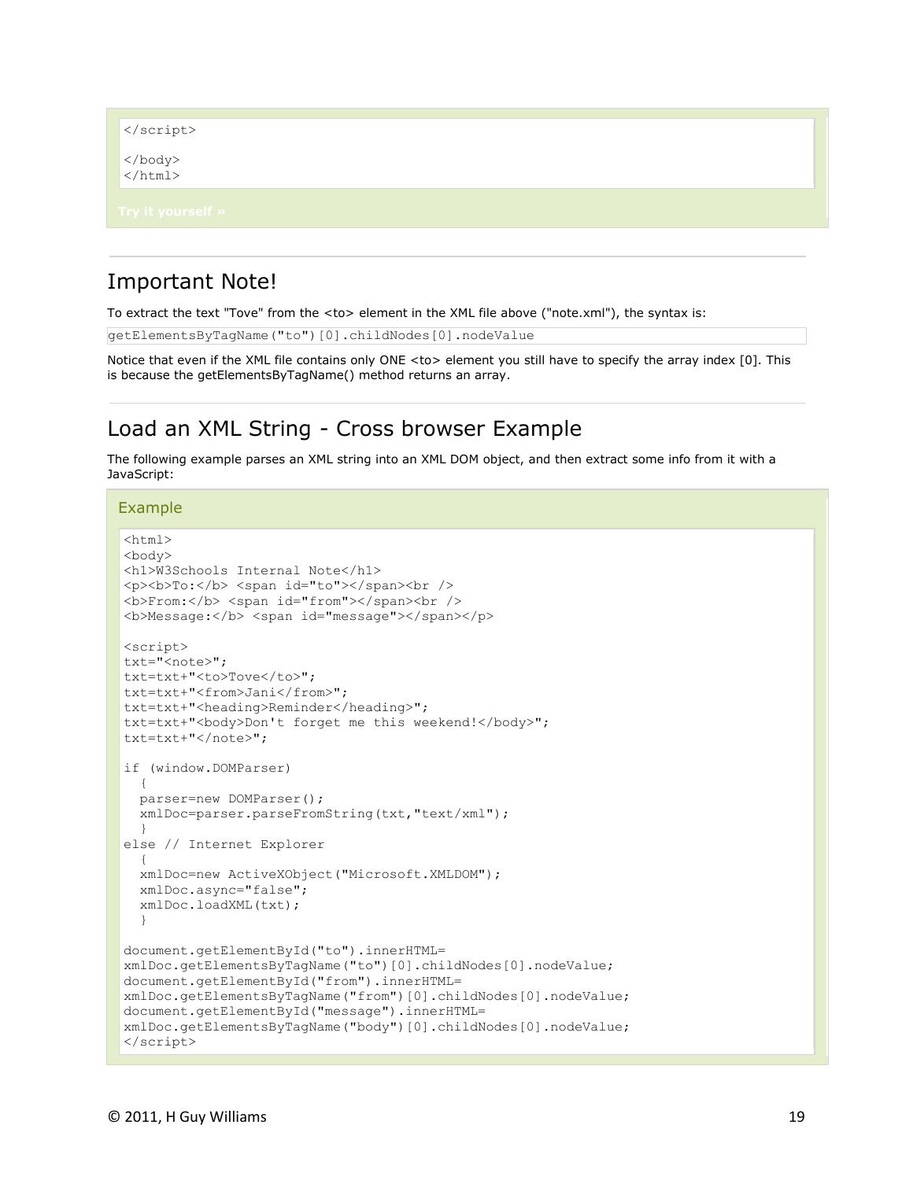```
</script>

</body>
</html>
```

Try it yourself »

## Important Note!

To extract the text "Tove" from the <to> element in the XML file above ("note.xml"), the syntax is:

```
getElementsByTagName("to")[0].childNodes[0].nodeValue
```

Notice that even if the XML file contains only ONE <to> element you still have to specify the array index [0]. This is because the getElementsByTagName() method returns an array.

## Load an XML String - Cross browser Example

The following example parses an XML string into an XML DOM object, and then extract some info from it with a JavaScript:

### Example

```
<html>
<body>
<h1>W3Schools Internal Note</h1>
<p><b>To:</b> <span id="to"></span><br />
<b>From:</b> <span id="from"></span><br />
<b>Message:</b> <span id="message"></span></p>

<script>
txt="<note>";
txt=txt+"<to>Tove</to>";
txt=txt+"<from>Jani</from>";
txt=txt+"<heading>Reminder</heading>";
txt=txt+"<body>Don't forget me this weekend!</body>";
txt=txt+"</note>";

if (window.DOMParser)
  {
  parser=new DOMParser();
  xmlDoc=parser.parseFromString(txt,"text/xml");
  }
else // Internet Explorer
  {
  xmlDoc=new ActiveXObject("Microsoft.XMLDOM");
  xmlDoc.async="false";
  xmlDoc.loadXML(txt);
  }

document.getElementById("to").innerHTML=
xmlDoc.getElementsByTagName("to")[0].childNodes[0].nodeValue;
document.getElementById("from").innerHTML=
xmlDoc.getElementsByTagName("from")[0].childNodes[0].nodeValue;
document.getElementById("message").innerHTML=
xmlDoc.getElementsByTagName("body")[0].childNodes[0].nodeValue;
</script>
```

© 2011, H Guy Williams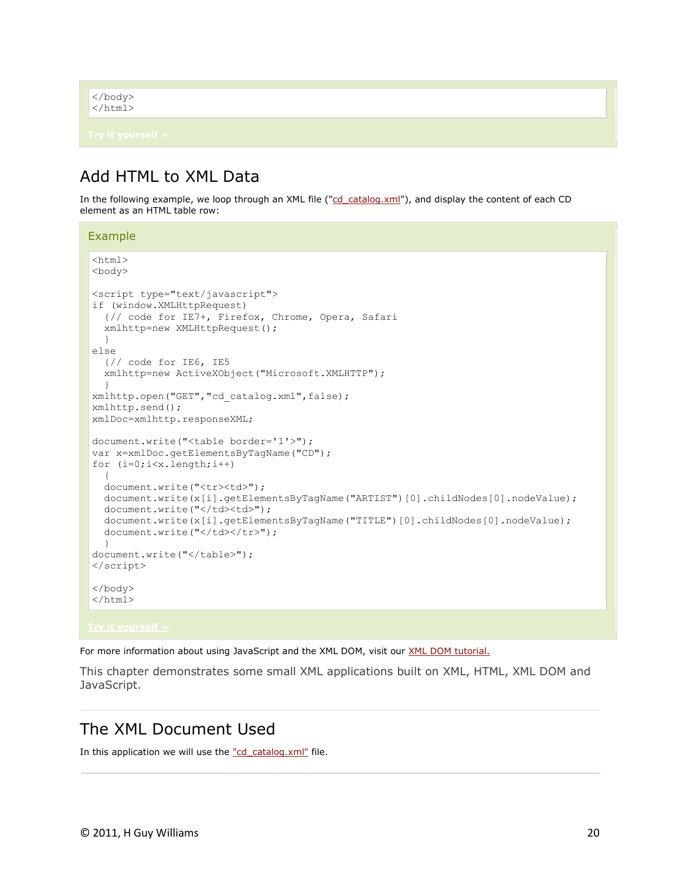```
</body>
</html>
```

Try it yourself »

## Add HTML to XML Data

In the following example, we loop through an XML file ("cd_catalog.xml"), and display the content of each CD element as an HTML table row:

### Example

```
<html>
<body>

<script type="text/javascript">
if (window.XMLHttpRequest)
  {// code for IE7+, Firefox, Chrome, Opera, Safari
  xmlhttp=new XMLHttpRequest();
  }
else
  {// code for IE6, IE5
  xmlhttp=new ActiveXObject("Microsoft.XMLHTTP");
  }
xmlhttp.open("GET","cd_catalog.xml",false);
xmlhttp.send();
xmlDoc=xmlhttp.responseXML;

document.write("<table border='1'>");
var x=xmlDoc.getElementsByTagName("CD");
for (i=0;i<x.length;i++)
  {
  document.write("<tr><td>");
  document.write(x[i].getElementsByTagName("ARTIST")[0].childNodes[0].nodeValue);
  document.write("</td><td>");
  document.write(x[i].getElementsByTagName("TITLE")[0].childNodes[0].nodeValue);
  document.write("</td></tr>");
  }
document.write("</table>");
</script>

</body>
</html>
```

Try it yourself »

For more information about using JavaScript and the XML DOM, visit our XML DOM tutorial.

This chapter demonstrates some small XML applications built on XML, HTML, XML DOM and JavaScript.

## The XML Document Used

In this application we will use the "cd_catalog.xml" file.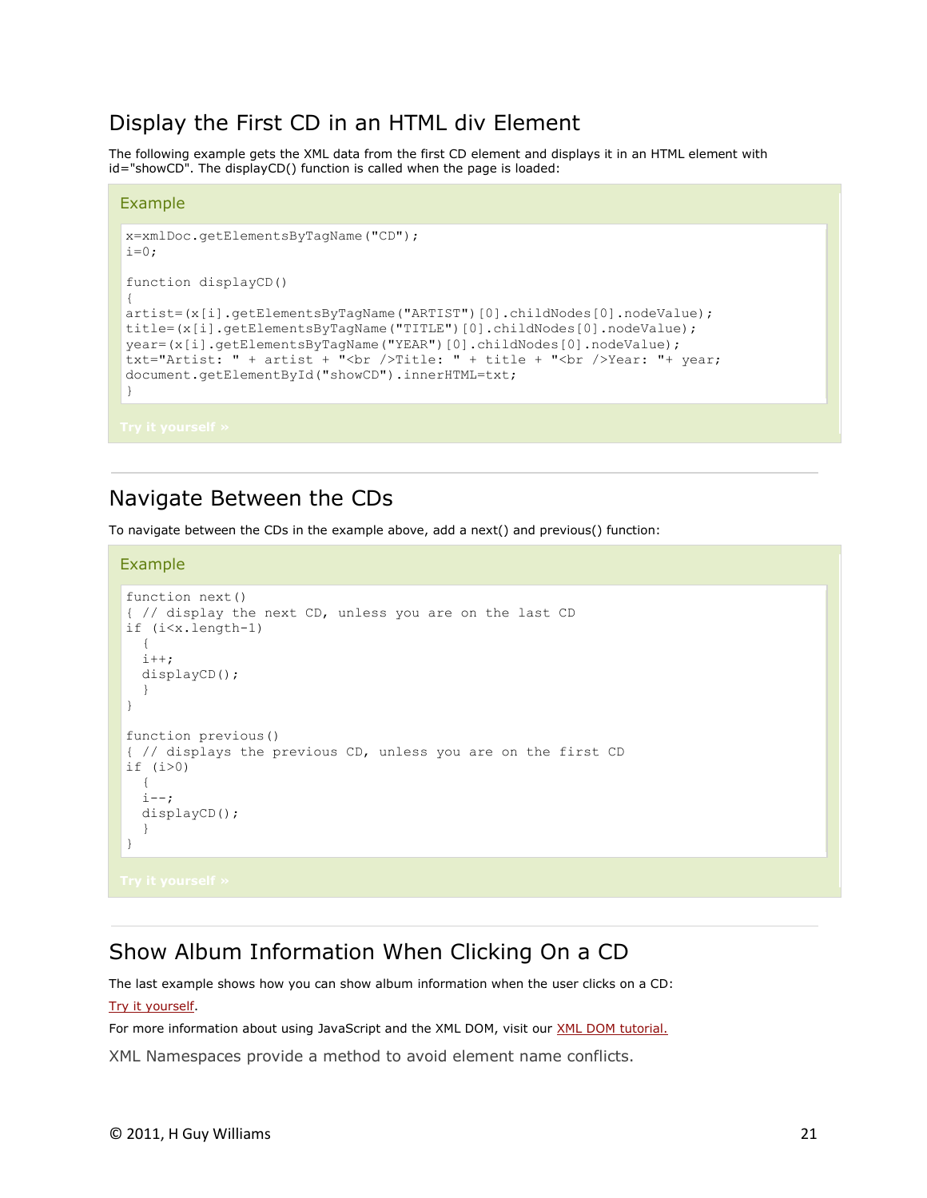## Display the First CD in an HTML div Element

The following example gets the XML data from the first CD element and displays it in an HTML element with id="showCD". The displayCD() function is called when the page is loaded:

### Example

```
x=xmlDoc.getElementsByTagName("CD");
i=0;

function displayCD()
{
artist=(x[i].getElementsByTagName("ARTIST")[0].childNodes[0].nodeValue);
title=(x[i].getElementsByTagName("TITLE")[0].childNodes[0].nodeValue);
year=(x[i].getElementsByTagName("YEAR")[0].childNodes[0].nodeValue);
txt="Artist: " + artist + "<br />Title: " + title + "<br />Year: "+ year;
document.getElementById("showCD").innerHTML=txt;
}
```

Try it yourself »

---

## Navigate Between the CDs

To navigate between the CDs in the example above, add a next() and previous() function:

### Example

```
function next()
{ // display the next CD, unless you are on the last CD
if (i<x.length-1)
  {
  i++;
  displayCD();
  }
}

function previous()
{ // displays the previous CD, unless you are on the first CD
if (i>0)
  {
  i--;
  displayCD();
  }
}
```

Try it yourself »

---

## Show Album Information When Clicking On a CD

The last example shows how you can show album information when the user clicks on a CD:

Try it yourself.

For more information about using JavaScript and the XML DOM, visit our XML DOM tutorial.

XML Namespaces provide a method to avoid element name conflicts.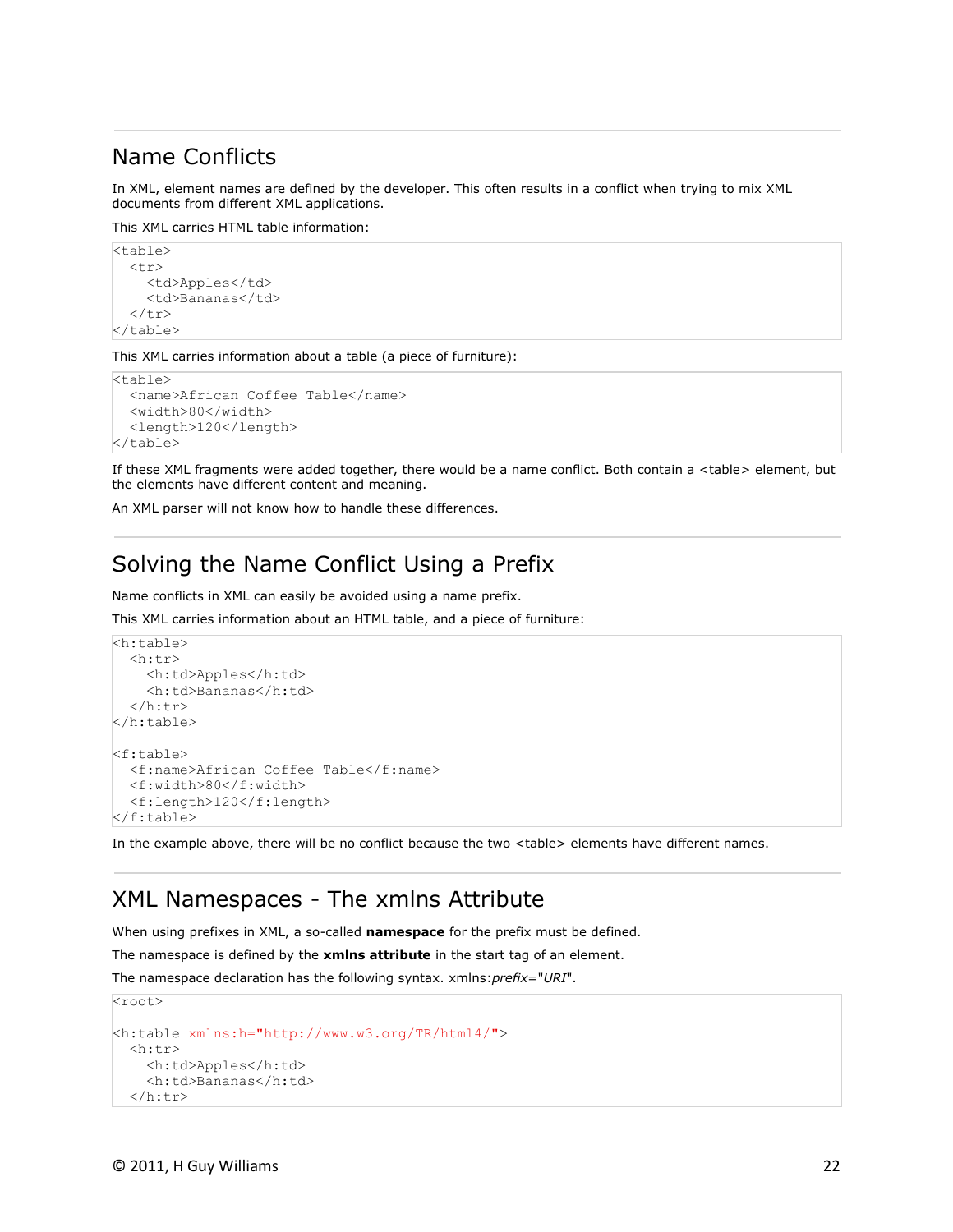## Name Conflicts

In XML, element names are defined by the developer. This often results in a conflict when trying to mix XML documents from different XML applications.

This XML carries HTML table information:

```
<table>
  <tr>
    <td>Apples</td>
    <td>Bananas</td>
  </tr>
</table>
```

This XML carries information about a table (a piece of furniture):

```
<table>
  <name>African Coffee Table</name>
  <width>80</width>
  <length>120</length>
</table>
```

If these XML fragments were added together, there would be a name conflict. Both contain a <table> element, but the elements have different content and meaning.

An XML parser will not know how to handle these differences.

## Solving the Name Conflict Using a Prefix

Name conflicts in XML can easily be avoided using a name prefix.

This XML carries information about an HTML table, and a piece of furniture:

```
<h:table>
  <h:tr>
    <h:td>Apples</h:td>
    <h:td>Bananas</h:td>
  </h:tr>
</h:table>

<f:table>
  <f:name>African Coffee Table</f:name>
  <f:width>80</f:width>
  <f:length>120</f:length>
</f:table>
```

In the example above, there will be no conflict because the two <table> elements have different names.

## XML Namespaces - The xmlns Attribute

When using prefixes in XML, a so-called **namespace** for the prefix must be defined.

The namespace is defined by the **xmlns attribute** in the start tag of an element.

The namespace declaration has the following syntax. xmlns:*prefix*="*URI*".

```
<root>

<h:table xmlns:h="http://www.w3.org/TR/html4/">
  <h:tr>
    <h:td>Apples</h:td>
    <h:td>Bananas</h:td>
  </h:tr>
```

© 2011, H Guy Williams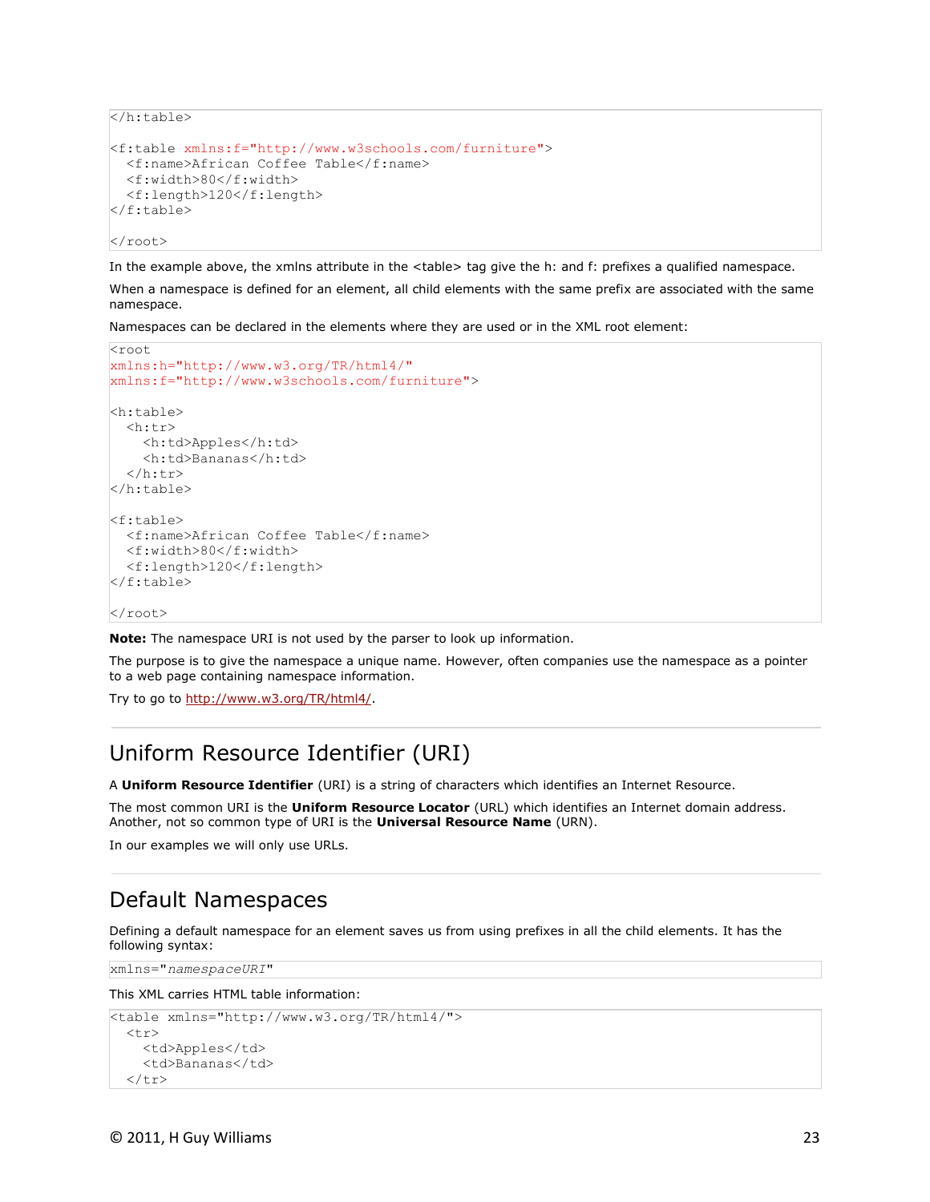```
</h:table>

<f:table xmlns:f="http://www.w3schools.com/furniture">
  <f:name>African Coffee Table</f:name>
  <f:width>80</f:width>
  <f:length>120</f:length>
</f:table>

</root>
```

In the example above, the xmlns attribute in the <table> tag give the h: and f: prefixes a qualified namespace.

When a namespace is defined for an element, all child elements with the same prefix are associated with the same namespace.

Namespaces can be declared in the elements where they are used or in the XML root element:

```
<root
xmlns:h="http://www.w3.org/TR/html4/"
xmlns:f="http://www.w3schools.com/furniture">

<h:table>
  <h:tr>
    <h:td>Apples</h:td>
    <h:td>Bananas</h:td>
  </h:tr>
</h:table>

<f:table>
  <f:name>African Coffee Table</f:name>
  <f:width>80</f:width>
  <f:length>120</f:length>
</f:table>

</root>
```

**Note:** The namespace URI is not used by the parser to look up information.

The purpose is to give the namespace a unique name. However, often companies use the namespace as a pointer to a web page containing namespace information.

Try to go to http://www.w3.org/TR/html4/.

## Uniform Resource Identifier (URI)

A **Uniform Resource Identifier** (URI) is a string of characters which identifies an Internet Resource.

The most common URI is the **Uniform Resource Locator** (URL) which identifies an Internet domain address. Another, not so common type of URI is the **Universal Resource Name** (URN).

In our examples we will only use URLs.

## Default Namespaces

Defining a default namespace for an element saves us from using prefixes in all the child elements. It has the following syntax:

```
xmlns="namespaceURI"
```

This XML carries HTML table information:

```
<table xmlns="http://www.w3.org/TR/html4/">
  <tr>
    <td>Apples</td>
    <td>Bananas</td>
  </tr>
```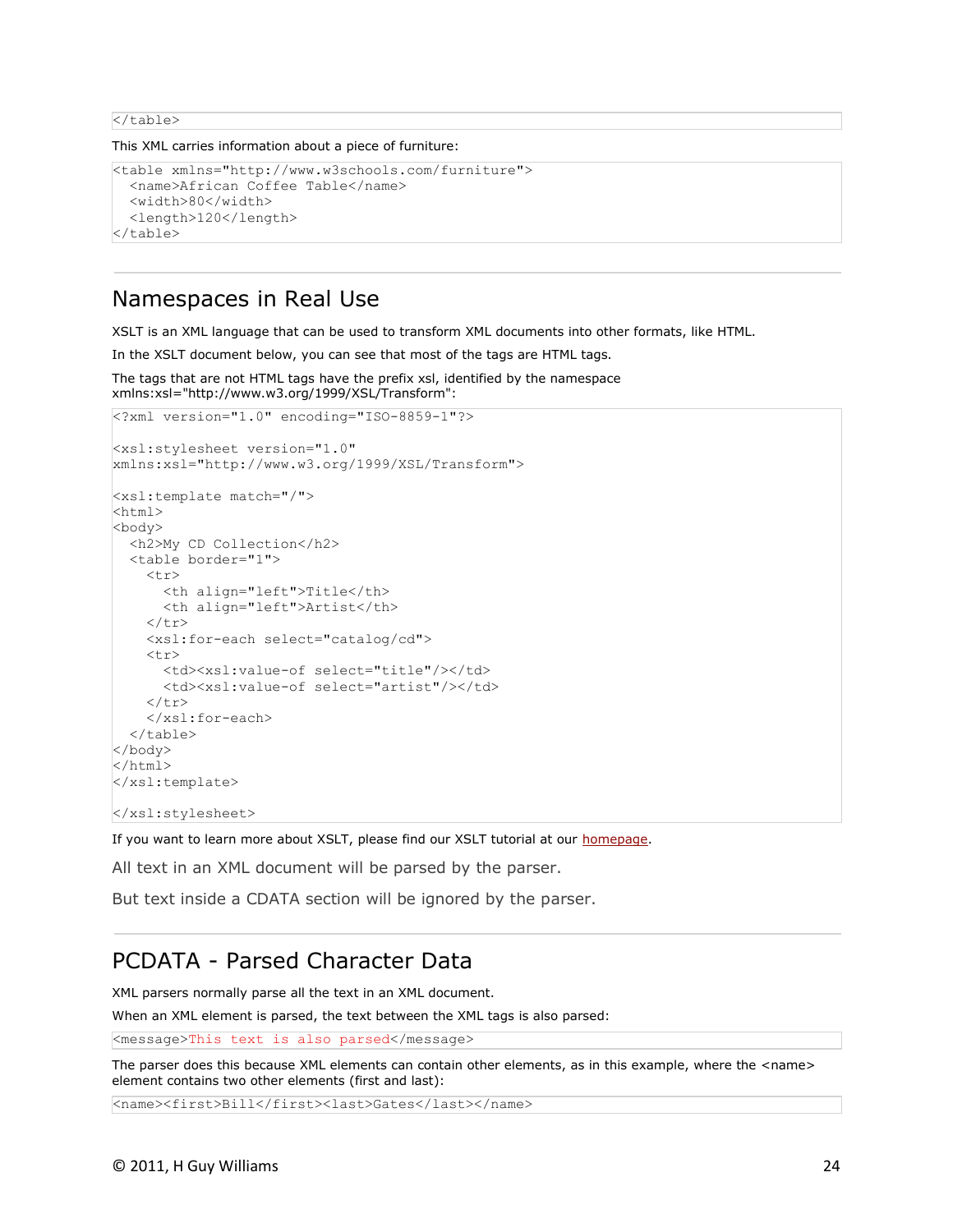```
</table>
```

This XML carries information about a piece of furniture:

```
<table xmlns="http://www.w3schools.com/furniture">
  <name>African Coffee Table</name>
  <width>80</width>
  <length>120</length>
</table>
```

## Namespaces in Real Use

XSLT is an XML language that can be used to transform XML documents into other formats, like HTML.

In the XSLT document below, you can see that most of the tags are HTML tags.

The tags that are not HTML tags have the prefix xsl, identified by the namespace xmlns:xsl="http://www.w3.org/1999/XSL/Transform":

```
<?xml version="1.0" encoding="ISO-8859-1"?>

<xsl:stylesheet version="1.0"
xmlns:xsl="http://www.w3.org/1999/XSL/Transform">

<xsl:template match="/">
<html>
<body>
  <h2>My CD Collection</h2>
  <table border="1">
    <tr>
      <th align="left">Title</th>
      <th align="left">Artist</th>
    </tr>
    <xsl:for-each select="catalog/cd">
    <tr>
      <td><xsl:value-of select="title"/></td>
      <td><xsl:value-of select="artist"/></td>
    </tr>
    </xsl:for-each>
  </table>
</body>
</html>
</xsl:template>

</xsl:stylesheet>
```

If you want to learn more about XSLT, please find our XSLT tutorial at our homepage.

All text in an XML document will be parsed by the parser.

But text inside a CDATA section will be ignored by the parser.

## PCDATA - Parsed Character Data

XML parsers normally parse all the text in an XML document.

When an XML element is parsed, the text between the XML tags is also parsed:

```
<message>This text is also parsed</message>
```

The parser does this because XML elements can contain other elements, as in this example, where the <name> element contains two other elements (first and last):

```
<name><first>Bill</first><last>Gates</last></name>
```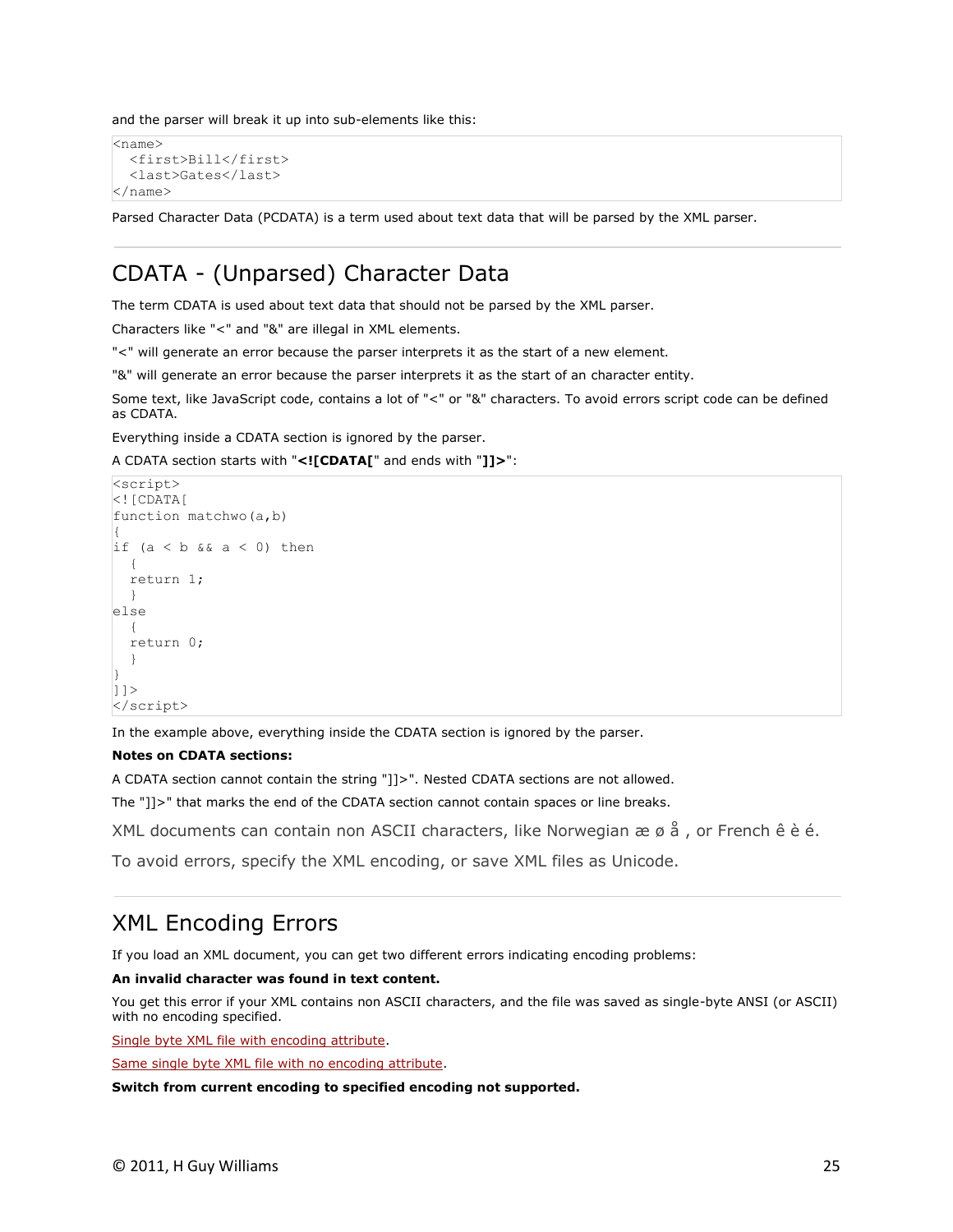and the parser will break it up into sub-elements like this:

```
<name>
  <first>Bill</first>
  <last>Gates</last>
</name>
```

Parsed Character Data (PCDATA) is a term used about text data that will be parsed by the XML parser.

## CDATA - (Unparsed) Character Data

The term CDATA is used about text data that should not be parsed by the XML parser.

Characters like "<" and "&" are illegal in XML elements.

"<" will generate an error because the parser interprets it as the start of a new element.

"&" will generate an error because the parser interprets it as the start of an character entity.

Some text, like JavaScript code, contains a lot of "<" or "&" characters. To avoid errors script code can be defined as CDATA.

Everything inside a CDATA section is ignored by the parser.

A CDATA section starts with "**<![CDATA[**" and ends with "**]]>**":

```
<script>
<![CDATA[
function matchwo(a,b)
{
if (a < b && a < 0) then
  {
  return 1;
  }
else
  {
  return 0;
  }
}
]]>
</script>
```

In the example above, everything inside the CDATA section is ignored by the parser.

**Notes on CDATA sections:**

A CDATA section cannot contain the string "]]>". Nested CDATA sections are not allowed.

The "]]>" that marks the end of the CDATA section cannot contain spaces or line breaks.

XML documents can contain non ASCII characters, like Norwegian æ ø å , or French ê è é.

To avoid errors, specify the XML encoding, or save XML files as Unicode.

## XML Encoding Errors

If you load an XML document, you can get two different errors indicating encoding problems:

**An invalid character was found in text content.**

You get this error if your XML contains non ASCII characters, and the file was saved as single-byte ANSI (or ASCII) with no encoding specified.

Single byte XML file with encoding attribute.

Same single byte XML file with no encoding attribute.

**Switch from current encoding to specified encoding not supported.**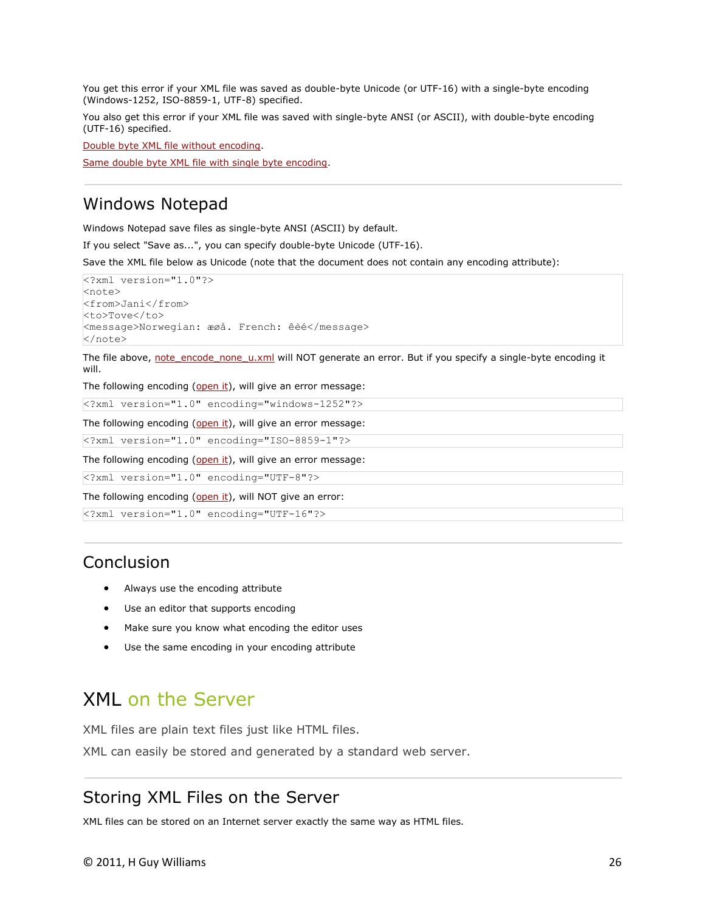You get this error if your XML file was saved as double-byte Unicode (or UTF-16) with a single-byte encoding (Windows-1252, ISO-8859-1, UTF-8) specified.

You also get this error if your XML file was saved with single-byte ANSI (or ASCII), with double-byte encoding (UTF-16) specified.

[Double byte XML file without encoding](#).

[Same double byte XML file with single byte encoding](#).

---

## Windows Notepad

Windows Notepad save files as single-byte ANSI (ASCII) by default.

If you select "Save as...", you can specify double-byte Unicode (UTF-16).

Save the XML file below as Unicode (note that the document does not contain any encoding attribute):

```
<?xml version="1.0"?>
<note>
<from>Jani</from>
<to>Tove</to>
<message>Norwegian: æøå. French: êèé</message>
</note>
```

The file above, [note_encode_none_u.xml](#) will NOT generate an error. But if you specify a single-byte encoding it will.

The following encoding ([open it](#)), will give an error message:

```
<?xml version="1.0" encoding="windows-1252"?>
```

The following encoding ([open it](#)), will give an error message:

```
<?xml version="1.0" encoding="ISO-8859-1"?>
```

The following encoding ([open it](#)), will give an error message:

```
<?xml version="1.0" encoding="UTF-8"?>
```

The following encoding ([open it](#)), will NOT give an error:

```
<?xml version="1.0" encoding="UTF-16"?>
```

---

## Conclusion

- Always use the encoding attribute
- Use an editor that supports encoding
- Make sure you know what encoding the editor uses
- Use the same encoding in your encoding attribute

# XML on the Server

XML files are plain text files just like HTML files.

XML can easily be stored and generated by a standard web server.

---

## Storing XML Files on the Server

XML files can be stored on an Internet server exactly the same way as HTML files.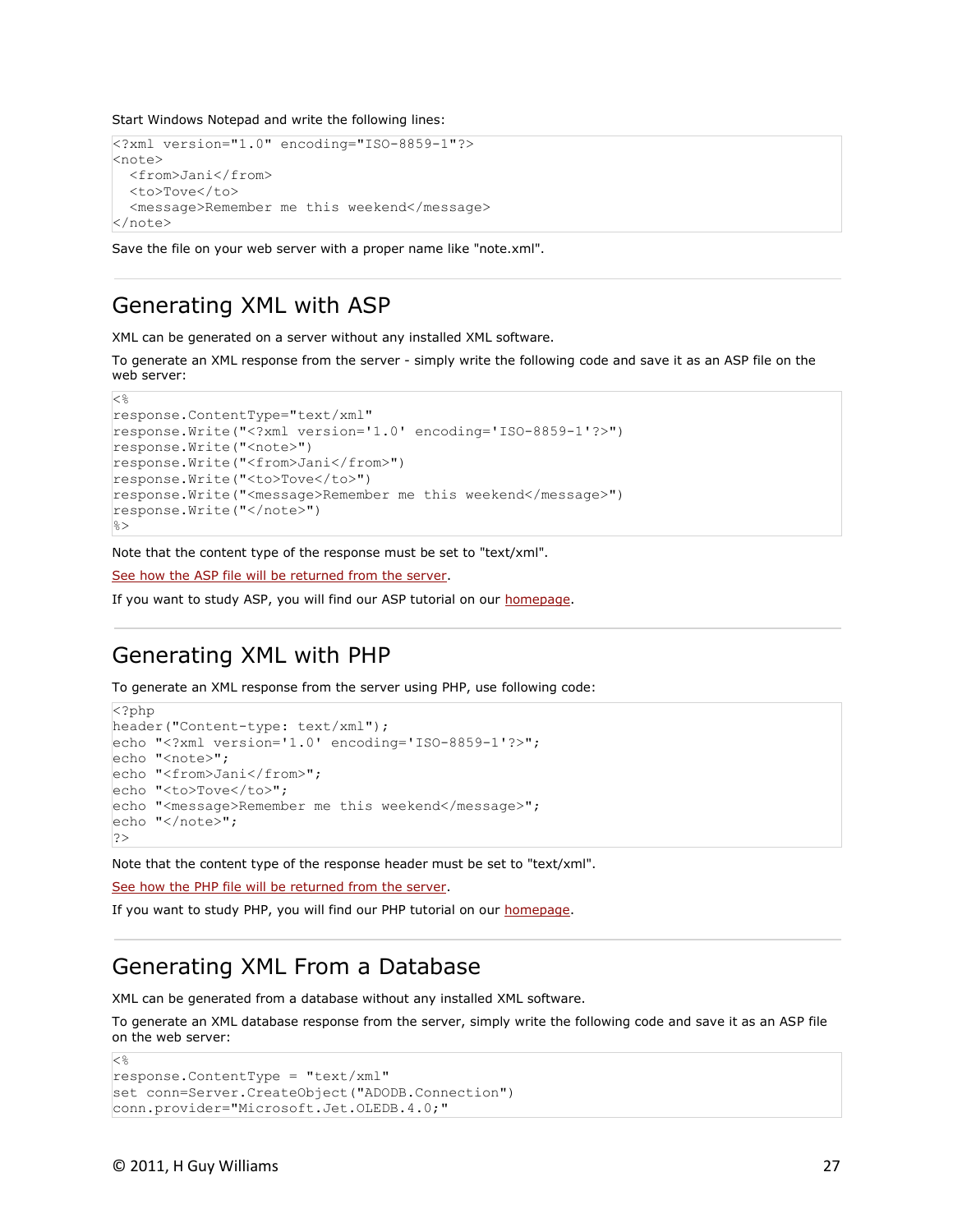Start Windows Notepad and write the following lines:

```
<?xml version="1.0" encoding="ISO-8859-1"?>
<note>
  <from>Jani</from>
  <to>Tove</to>
  <message>Remember me this weekend</message>
</note>
```

Save the file on your web server with a proper name like "note.xml".

## Generating XML with ASP

XML can be generated on a server without any installed XML software.

To generate an XML response from the server - simply write the following code and save it as an ASP file on the web server:

```
<%
response.ContentType="text/xml"
response.Write("<?xml version='1.0' encoding='ISO-8859-1'?>")
response.Write("<note>")
response.Write("<from>Jani</from>")
response.Write("<to>Tove</to>")
response.Write("<message>Remember me this weekend</message>")
response.Write("</note>")
%>
```

Note that the content type of the response must be set to "text/xml".

See how the ASP file will be returned from the server.

If you want to study ASP, you will find our ASP tutorial on our homepage.

## Generating XML with PHP

To generate an XML response from the server using PHP, use following code:

```
<?php
header("Content-type: text/xml");
echo "<?xml version='1.0' encoding='ISO-8859-1'?>";
echo "<note>";
echo "<from>Jani</from>";
echo "<to>Tove</to>";
echo "<message>Remember me this weekend</message>";
echo "</note>";
?>
```

Note that the content type of the response header must be set to "text/xml".

See how the PHP file will be returned from the server.

If you want to study PHP, you will find our PHP tutorial on our homepage.

## Generating XML From a Database

XML can be generated from a database without any installed XML software.

To generate an XML database response from the server, simply write the following code and save it as an ASP file on the web server:

```
<%
response.ContentType = "text/xml"
set conn=Server.CreateObject("ADODB.Connection")
conn.provider="Microsoft.Jet.OLEDB.4.0;"
```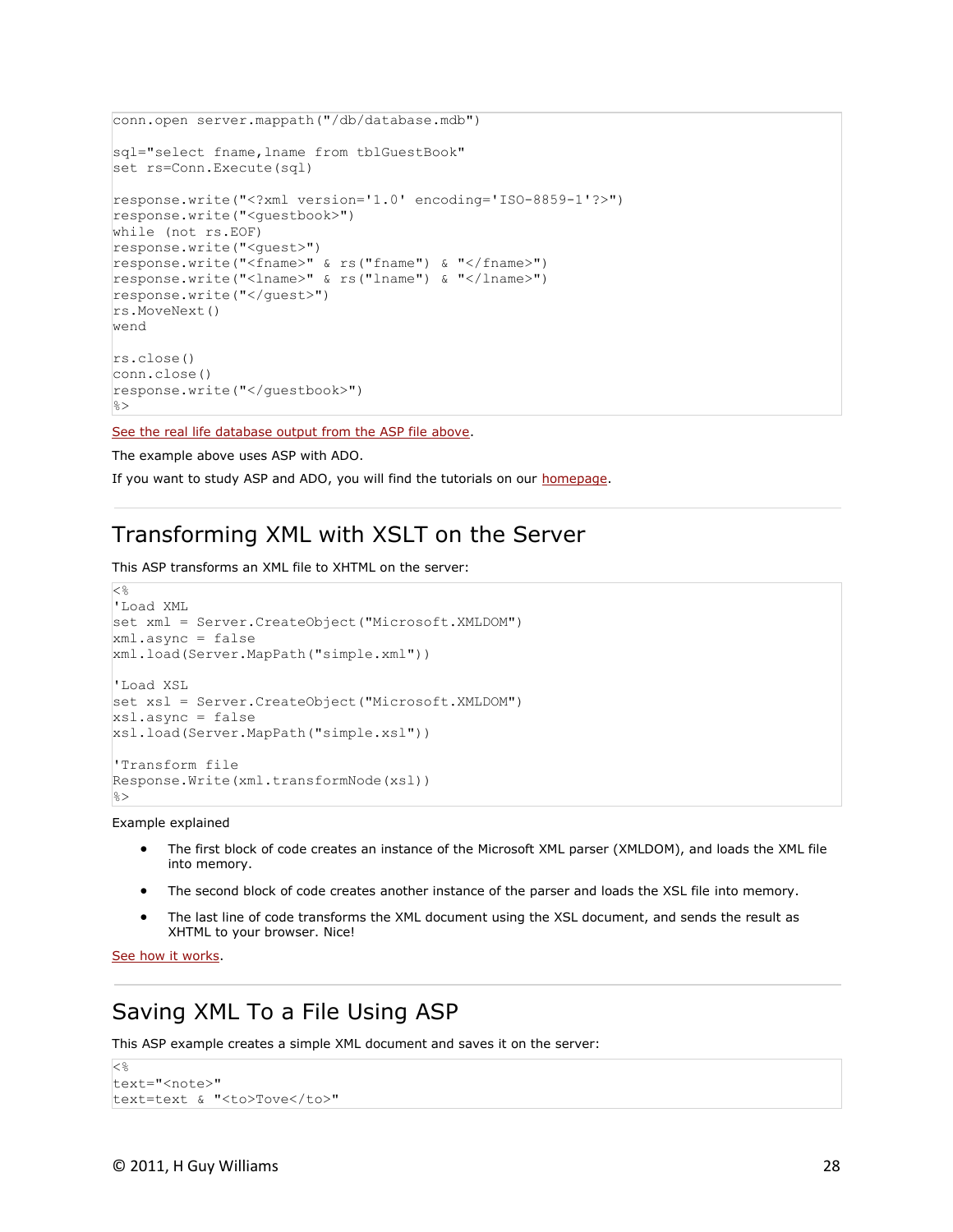```
conn.open server.mappath("/db/database.mdb")

sql="select fname,lname from tblGuestBook"
set rs=Conn.Execute(sql)

response.write("<?xml version='1.0' encoding='ISO-8859-1'?>")
response.write("<guestbook>")
while (not rs.EOF)
response.write("<guest>")
response.write("<fname>" & rs("fname") & "</fname>")
response.write("<lname>" & rs("lname") & "</lname>")
response.write("</guest>")
rs.MoveNext()
wend

rs.close()
conn.close()
response.write("</guestbook>")
%>
```

See the real life database output from the ASP file above.

The example above uses ASP with ADO.

If you want to study ASP and ADO, you will find the tutorials on our homepage.

## Transforming XML with XSLT on the Server

This ASP transforms an XML file to XHTML on the server:

```
<%
'Load XML
set xml = Server.CreateObject("Microsoft.XMLDOM")
xml.async = false
xml.load(Server.MapPath("simple.xml"))

'Load XSL
set xsl = Server.CreateObject("Microsoft.XMLDOM")
xsl.async = false
xsl.load(Server.MapPath("simple.xsl"))

'Transform file
Response.Write(xml.transformNode(xsl))
%>
```

Example explained

- The first block of code creates an instance of the Microsoft XML parser (XMLDOM), and loads the XML file into memory.
- The second block of code creates another instance of the parser and loads the XSL file into memory.
- The last line of code transforms the XML document using the XSL document, and sends the result as XHTML to your browser. Nice!

See how it works.

## Saving XML To a File Using ASP

This ASP example creates a simple XML document and saves it on the server:

```
<%
text="<note>"
text=text & "<to>Tove</to>"
```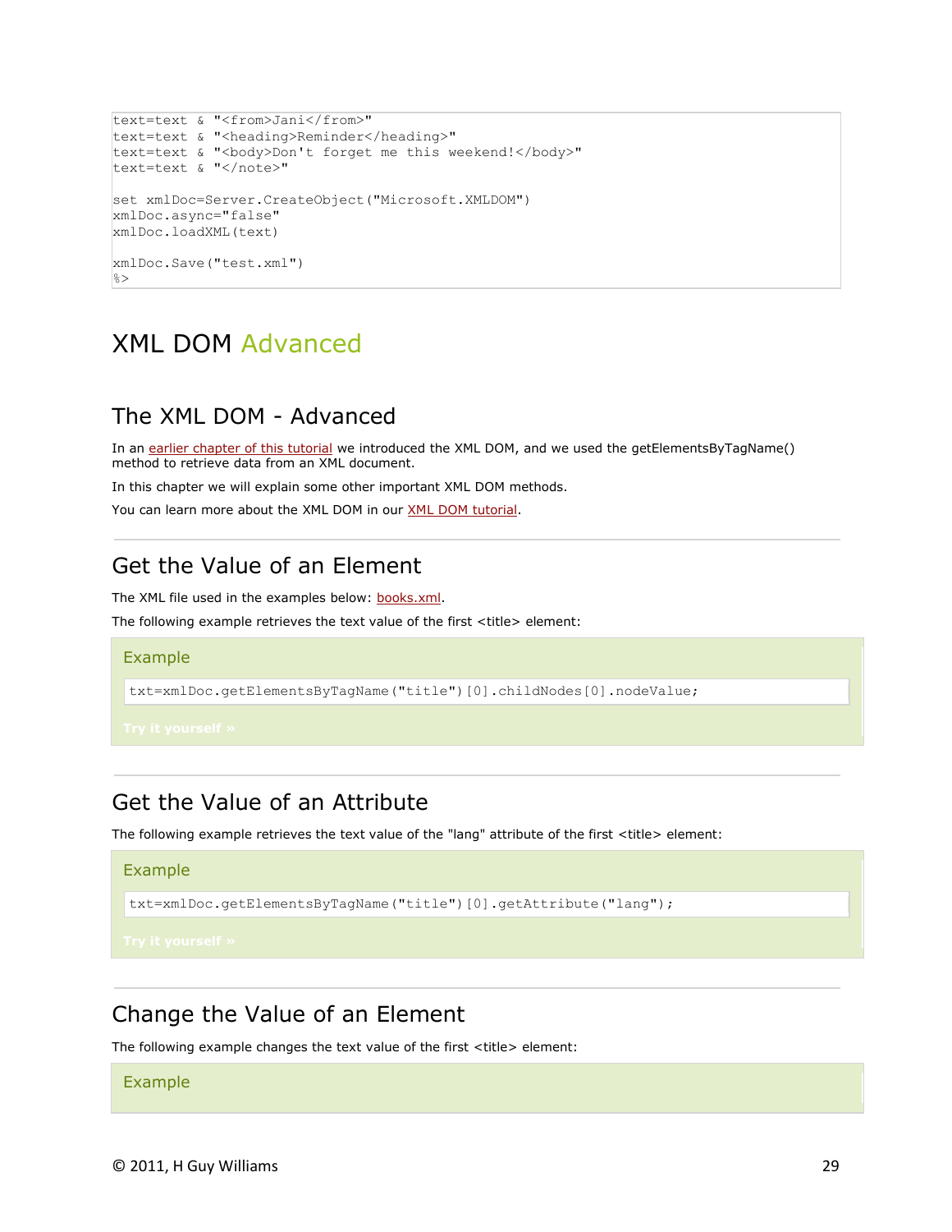```
text=text & "<from>Jani</from>"
text=text & "<heading>Reminder</heading>"
text=text & "<body>Don't forget me this weekend!</body>"
text=text & "</note>"

set xmlDoc=Server.CreateObject("Microsoft.XMLDOM")
xmlDoc.async="false"
xmlDoc.loadXML(text)

xmlDoc.Save("test.xml")
%>
```

# XML DOM Advanced

## The XML DOM - Advanced

In an earlier chapter of this tutorial we introduced the XML DOM, and we used the getElementsByTagName() method to retrieve data from an XML document.

In this chapter we will explain some other important XML DOM methods.

You can learn more about the XML DOM in our XML DOM tutorial.

---

## Get the Value of an Element

The XML file used in the examples below: books.xml.

The following example retrieves the text value of the first <title> element:

### Example

```
txt=xmlDoc.getElementsByTagName("title")[0].childNodes[0].nodeValue;
```

Try it yourself »

---

## Get the Value of an Attribute

The following example retrieves the text value of the "lang" attribute of the first <title> element:

### Example

```
txt=xmlDoc.getElementsByTagName("title")[0].getAttribute("lang");
```

Try it yourself »

---

## Change the Value of an Element

The following example changes the text value of the first <title> element:

### Example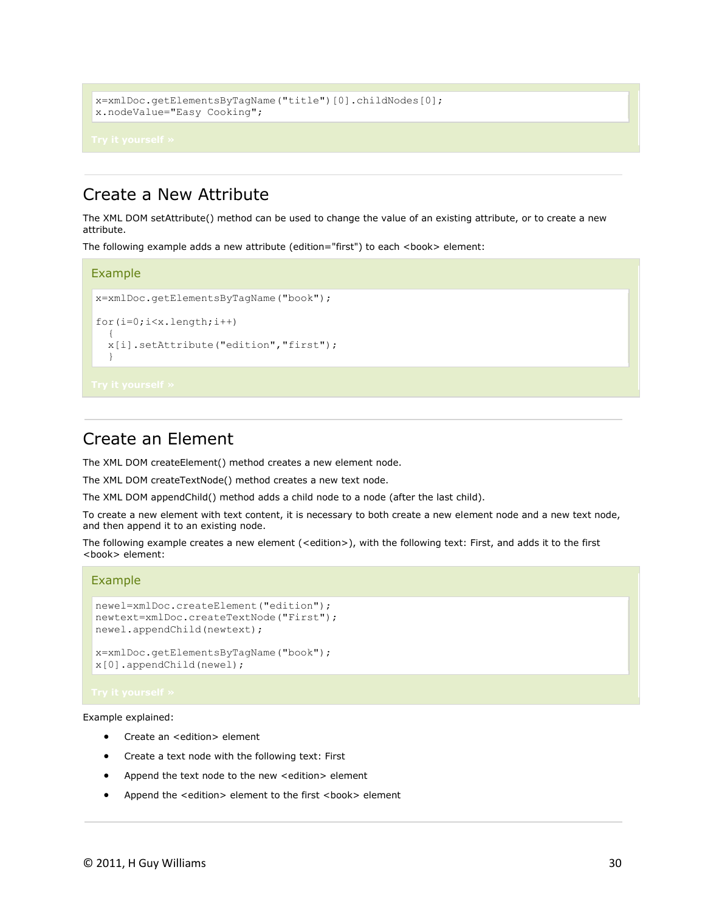```
x=xmlDoc.getElementsByTagName("title")[0].childNodes[0];
x.nodeValue="Easy Cooking";
```

Try it yourself »

## Create a New Attribute

The XML DOM setAttribute() method can be used to change the value of an existing attribute, or to create a new attribute.

The following example adds a new attribute (edition="first") to each <book> element:

### Example

```
x=xmlDoc.getElementsByTagName("book");

for(i=0;i<x.length;i++)
  {
  x[i].setAttribute("edition","first");
  }
```

Try it yourself »

## Create an Element

The XML DOM createElement() method creates a new element node.

The XML DOM createTextNode() method creates a new text node.

The XML DOM appendChild() method adds a child node to a node (after the last child).

To create a new element with text content, it is necessary to both create a new element node and a new text node, and then append it to an existing node.

The following example creates a new element (<edition>), with the following text: First, and adds it to the first <book> element:

### Example

```
newel=xmlDoc.createElement("edition");
newtext=xmlDoc.createTextNode("First");
newel.appendChild(newtext);

x=xmlDoc.getElementsByTagName("book");
x[0].appendChild(newel);
```

Try it yourself »

Example explained:

- Create an <edition> element
- Create a text node with the following text: First
- Append the text node to the new <edition> element
- Append the <edition> element to the first <book> element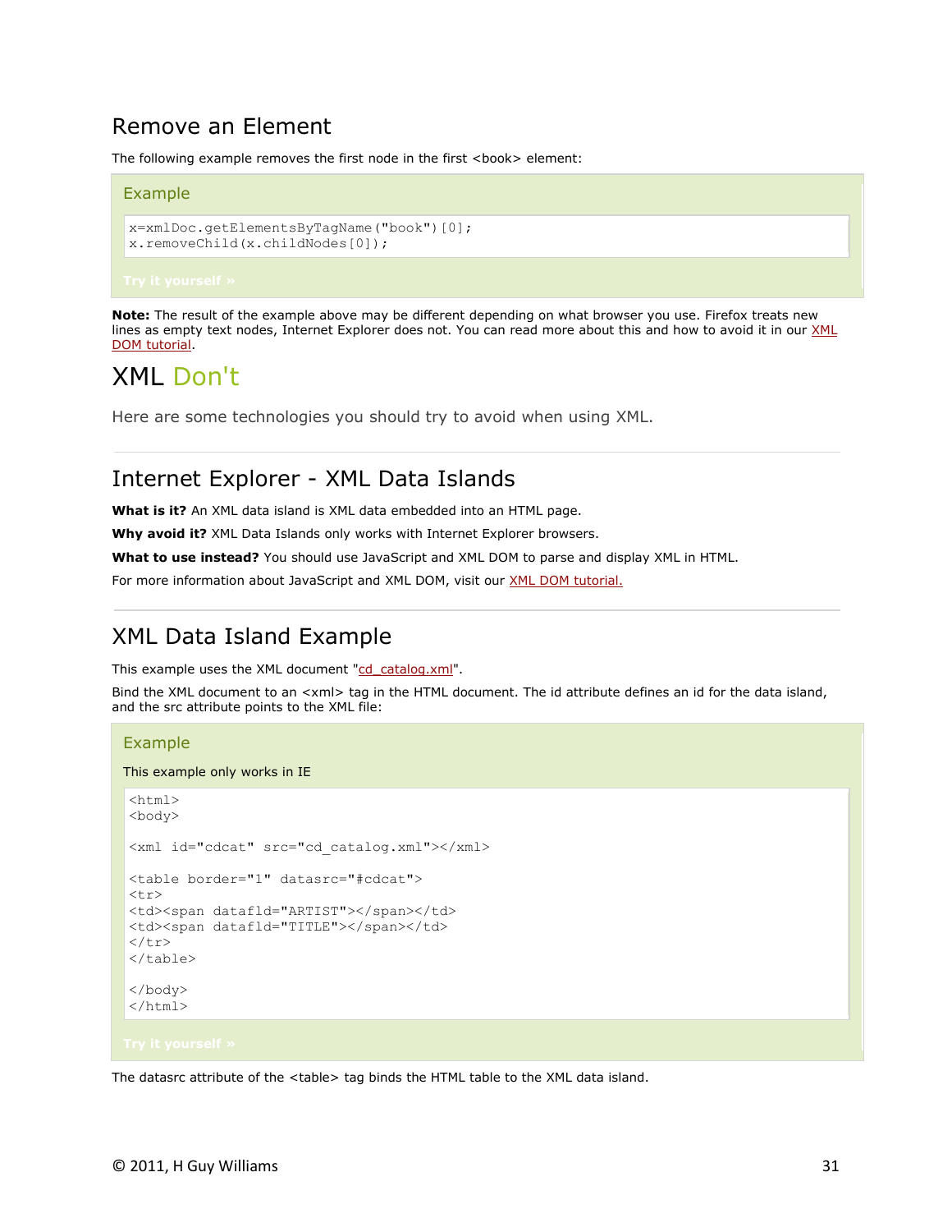## Remove an Element

The following example removes the first node in the first <book> element:

### Example

```
x=xmlDoc.getElementsByTagName("book")[0];
x.removeChild(x.childNodes[0]);
```

Try it yourself »

**Note:** The result of the example above may be different depending on what browser you use. Firefox treats new lines as empty text nodes, Internet Explorer does not. You can read more about this and how to avoid it in our XML DOM tutorial.

# XML Don't

Here are some technologies you should try to avoid when using XML.

## Internet Explorer - XML Data Islands

**What is it?** An XML data island is XML data embedded into an HTML page.

**Why avoid it?** XML Data Islands only works with Internet Explorer browsers.

**What to use instead?** You should use JavaScript and XML DOM to parse and display XML in HTML.

For more information about JavaScript and XML DOM, visit our XML DOM tutorial.

## XML Data Island Example

This example uses the XML document "cd_catalog.xml".

Bind the XML document to an <xml> tag in the HTML document. The id attribute defines an id for the data island, and the src attribute points to the XML file:

### Example

This example only works in IE

```
<html>
<body>

<xml id="cdcat" src="cd_catalog.xml"></xml>

<table border="1" datasrc="#cdcat">
<tr>
<td><span datafld="ARTIST"></span></td>
<td><span datafld="TITLE"></span></td>
</tr>
</table>

</body>
</html>
```

Try it yourself »

The datasrc attribute of the <table> tag binds the HTML table to the XML data island.

© 2011, H Guy Williams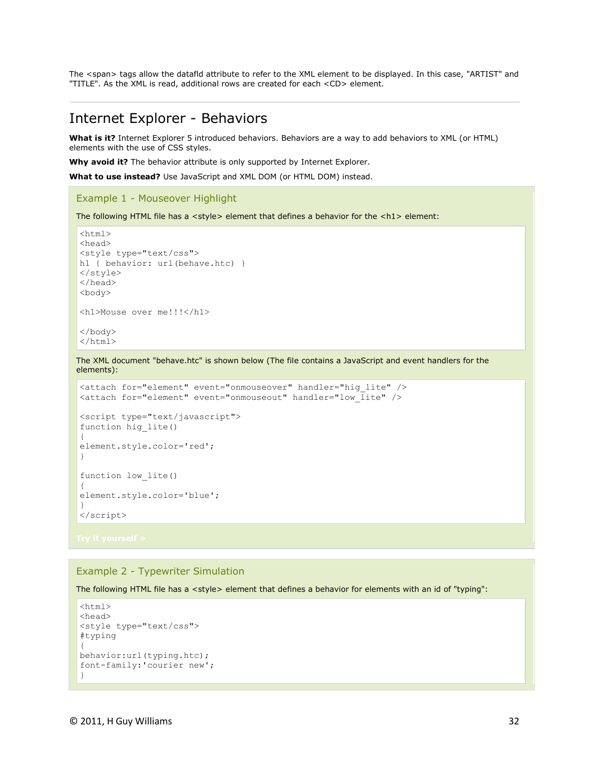The <span> tags allow the datafld attribute to refer to the XML element to be displayed. In this case, "ARTIST" and "TITLE". As the XML is read, additional rows are created for each <CD> element.

---

## Internet Explorer - Behaviors

**What is it?** Internet Explorer 5 introduced behaviors. Behaviors are a way to add behaviors to XML (or HTML) elements with the use of CSS styles.

**Why avoid it?** The behavior attribute is only supported by Internet Explorer.

**What to use instead?** Use JavaScript and XML DOM (or HTML DOM) instead.

### Example 1 - Mouseover Highlight

The following HTML file has a <style> element that defines a behavior for the <h1> element:

```
<html>
<head>
<style type="text/css">
h1 { behavior: url(behave.htc) }
</style>
</head>
<body>

<h1>Mouse over me!!!</h1>

</body>
</html>
```

The XML document "behave.htc" is shown below (The file contains a JavaScript and event handlers for the elements):

```
<attach for="element" event="onmouseover" handler="hig_lite" />
<attach for="element" event="onmouseout" handler="low_lite" />

<script type="text/javascript">
function hig_lite()
{
element.style.color='red';
}

function low_lite()
{
element.style.color='blue';
}
</script>
```

Try it yourself »

### Example 2 - Typewriter Simulation

The following HTML file has a <style> element that defines a behavior for elements with an id of "typing":

```
<html>
<head>
<style type="text/css">
#typing
{
behavior:url(typing.htc);
font-family:'courier new';
}
```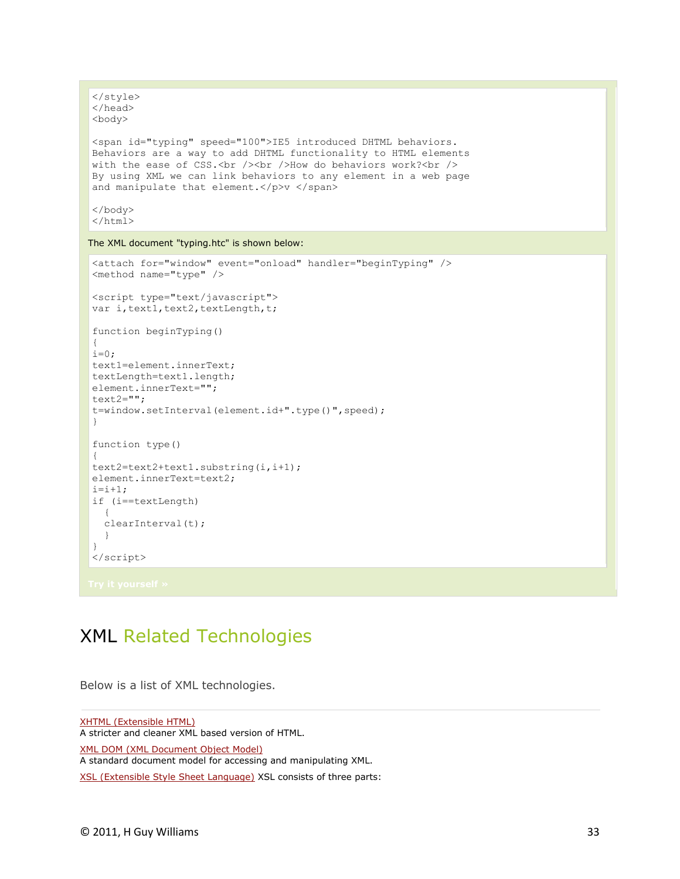```
</style>
</head>
<body>

<span id="typing" speed="100">IE5 introduced DHTML behaviors.
Behaviors are a way to add DHTML functionality to HTML elements
with the ease of CSS.<br /><br />How do behaviors work?<br />
By using XML we can link behaviors to any element in a web page
and manipulate that element.</p>v </span>

</body>
</html>
```

The XML document "typing.htc" is shown below:

```
<attach for="window" event="onload" handler="beginTyping" />
<method name="type" />

<script type="text/javascript">
var i,text1,text2,textLength,t;

function beginTyping()
{
i=0;
text1=element.innerText;
textLength=text1.length;
element.innerText="";
text2="";
t=window.setInterval(element.id+".type()",speed);
}

function type()
{
text2=text2+text1.substring(i,i+1);
element.innerText=text2;
i=i+1;
if (i==textLength)
  {
  clearInterval(t);
  }
}
</script>
```

Try it yourself »

# XML Related Technologies

Below is a list of XML technologies.

XHTML (Extensible HTML)
A stricter and cleaner XML based version of HTML.

XML DOM (XML Document Object Model)
A standard document model for accessing and manipulating XML.

XSL (Extensible Style Sheet Language) XSL consists of three parts: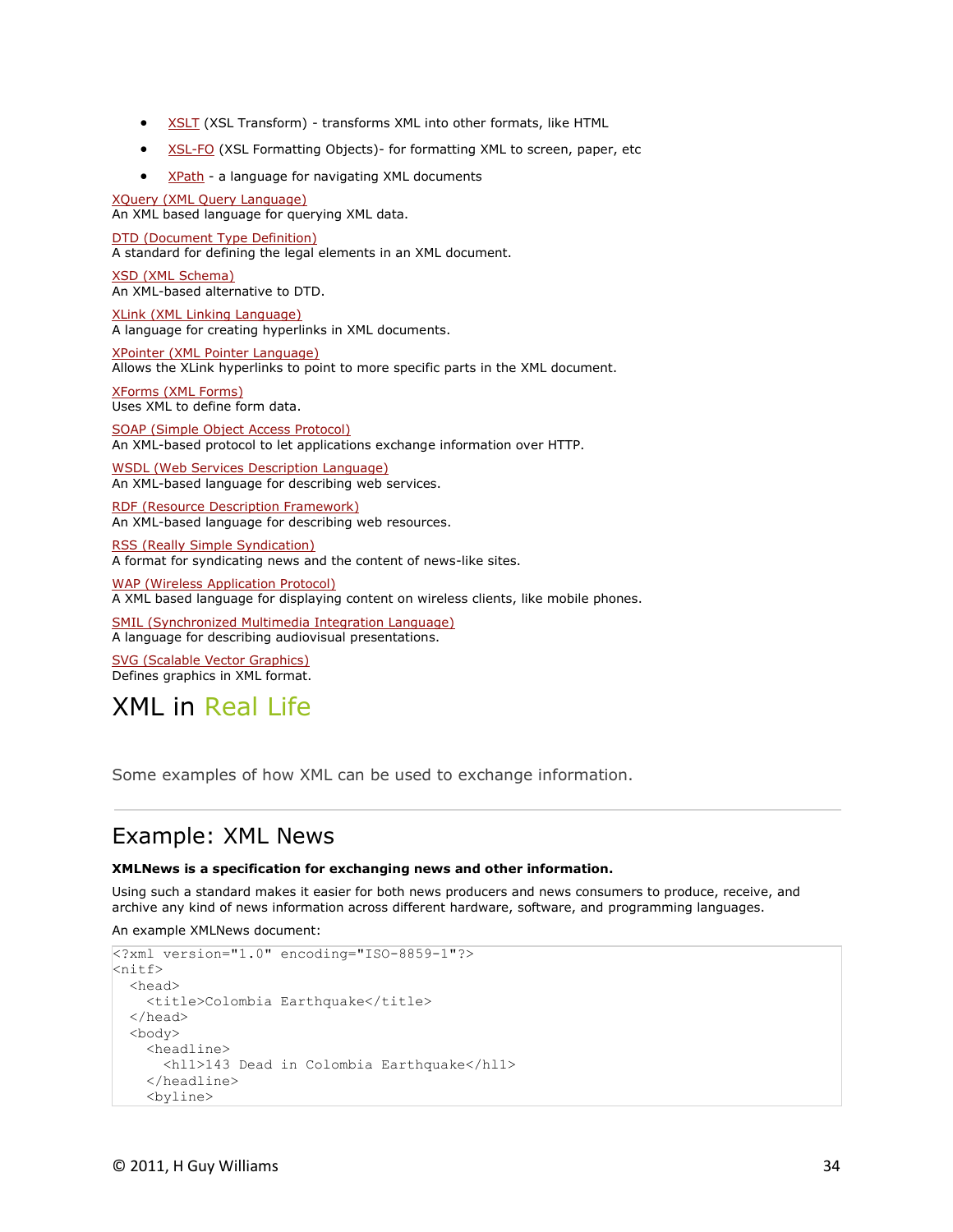- XSLT (XSL Transform) - transforms XML into other formats, like HTML
- XSL-FO (XSL Formatting Objects)- for formatting XML to screen, paper, etc
- XPath - a language for navigating XML documents

XQuery (XML Query Language)
An XML based language for querying XML data.

DTD (Document Type Definition)
A standard for defining the legal elements in an XML document.

XSD (XML Schema)
An XML-based alternative to DTD.

XLink (XML Linking Language)
A language for creating hyperlinks in XML documents.

XPointer (XML Pointer Language)
Allows the XLink hyperlinks to point to more specific parts in the XML document.

XForms (XML Forms)
Uses XML to define form data.

SOAP (Simple Object Access Protocol)
An XML-based protocol to let applications exchange information over HTTP.

WSDL (Web Services Description Language)
An XML-based language for describing web services.

RDF (Resource Description Framework)
An XML-based language for describing web resources.

RSS (Really Simple Syndication)
A format for syndicating news and the content of news-like sites.

WAP (Wireless Application Protocol)
A XML based language for displaying content on wireless clients, like mobile phones.

SMIL (Synchronized Multimedia Integration Language)
A language for describing audiovisual presentations.

SVG (Scalable Vector Graphics)
Defines graphics in XML format.

# XML in Real Life

Some examples of how XML can be used to exchange information.

## Example: XML News

**XMLNews is a specification for exchanging news and other information.**

Using such a standard makes it easier for both news producers and news consumers to produce, receive, and archive any kind of news information across different hardware, software, and programming languages.

An example XMLNews document:

```
<?xml version="1.0" encoding="ISO-8859-1"?>
<nitf>
  <head>
    <title>Colombia Earthquake</title>
  </head>
  <body>
    <headline>
      <hl1>143 Dead in Colombia Earthquake</hl1>
    </headline>
    <byline>
```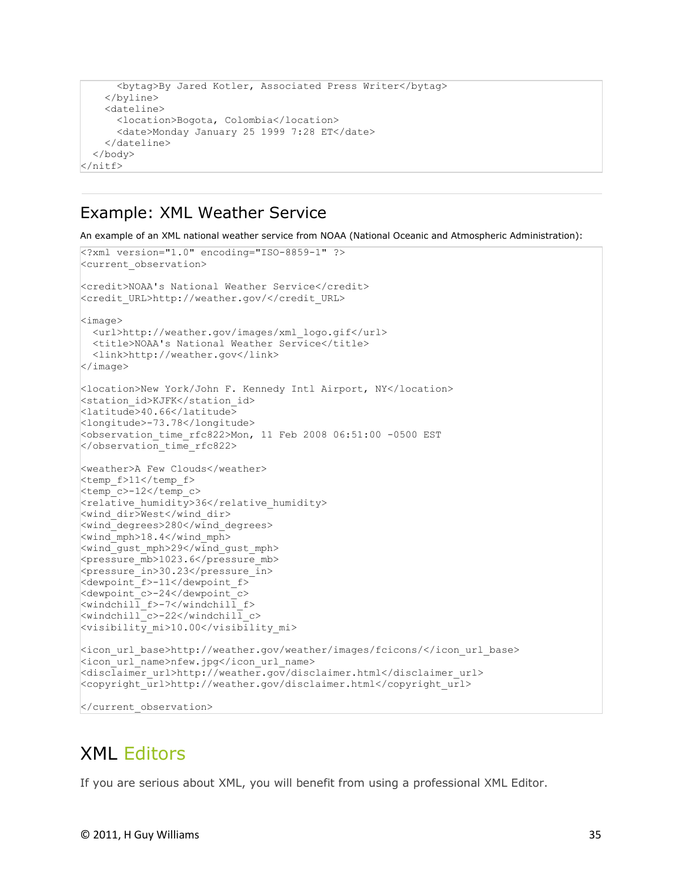```
      <bytag>By Jared Kotler, Associated Press Writer</bytag>
    </byline>
    <dateline>
      <location>Bogota, Colombia</location>
      <date>Monday January 25 1999 7:28 ET</date>
    </dateline>
  </body>
</nitf>
```

## Example: XML Weather Service

An example of an XML national weather service from NOAA (National Oceanic and Atmospheric Administration):

```
<?xml version="1.0" encoding="ISO-8859-1" ?>
<current_observation>

<credit>NOAA's National Weather Service</credit>
<credit_URL>http://weather.gov/</credit_URL>

<image>
  <url>http://weather.gov/images/xml_logo.gif</url>
  <title>NOAA's National Weather Service</title>
  <link>http://weather.gov</link>
</image>

<location>New York/John F. Kennedy Intl Airport, NY</location>
<station_id>KJFK</station_id>
<latitude>40.66</latitude>
<longitude>-73.78</longitude>
<observation_time_rfc822>Mon, 11 Feb 2008 06:51:00 -0500 EST
</observation_time_rfc822>

<weather>A Few Clouds</weather>
<temp_f>11</temp_f>
<temp_c>-12</temp_c>
<relative_humidity>36</relative_humidity>
<wind_dir>West</wind_dir>
<wind_degrees>280</wind_degrees>
<wind_mph>18.4</wind_mph>
<wind_gust_mph>29</wind_gust_mph>
<pressure_mb>1023.6</pressure_mb>
<pressure_in>30.23</pressure_in>
<dewpoint_f>-11</dewpoint_f>
<dewpoint_c>-24</dewpoint_c>
<windchill_f>-7</windchill_f>
<windchill_c>-22</windchill_c>
<visibility_mi>10.00</visibility_mi>

<icon_url_base>http://weather.gov/weather/images/fcicons/</icon_url_base>
<icon_url_name>nfew.jpg</icon_url_name>
<disclaimer_url>http://weather.gov/disclaimer.html</disclaimer_url>
<copyright_url>http://weather.gov/disclaimer.html</copyright_url>

</current_observation>
```

# XML Editors

If you are serious about XML, you will benefit from using a professional XML Editor.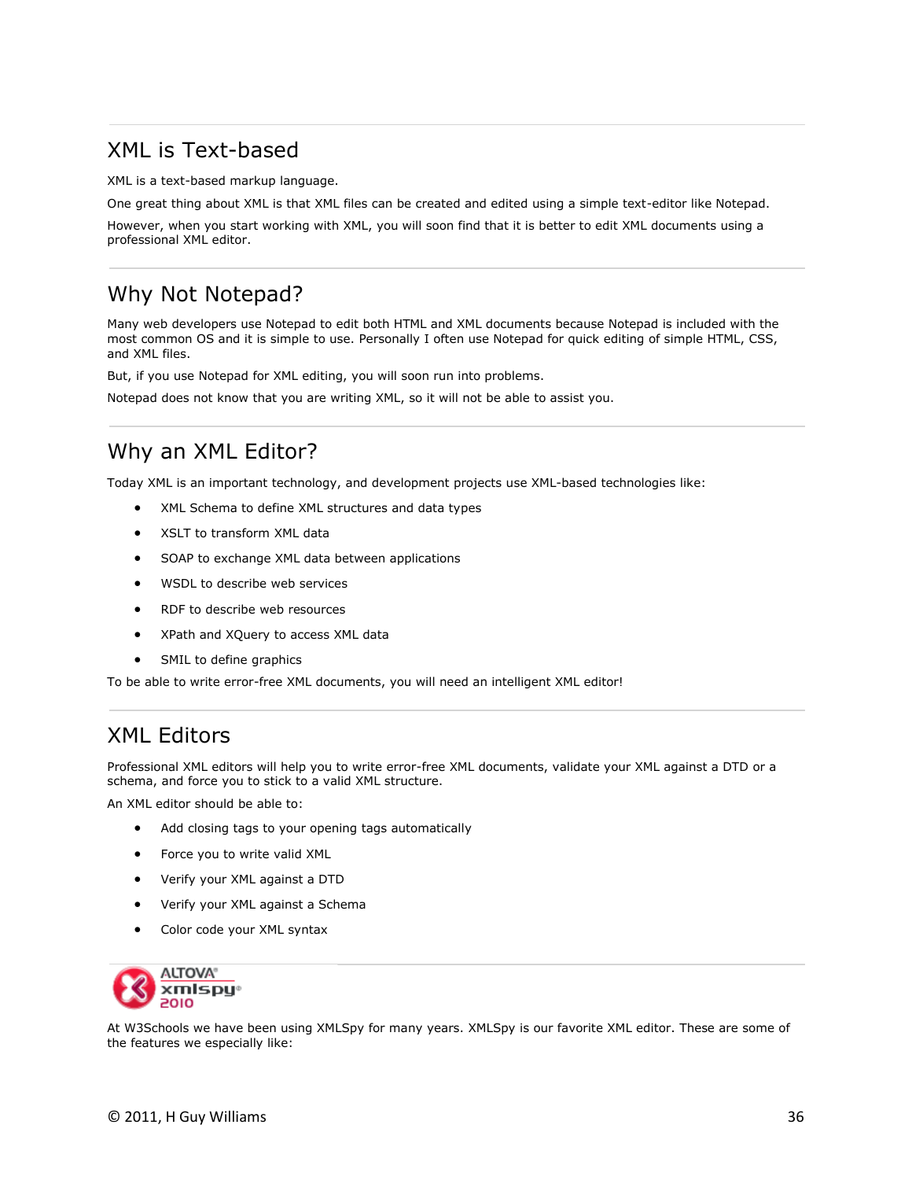## XML is Text-based

XML is a text-based markup language.

One great thing about XML is that XML files can be created and edited using a simple text-editor like Notepad.

However, when you start working with XML, you will soon find that it is better to edit XML documents using a professional XML editor.

## Why Not Notepad?

Many web developers use Notepad to edit both HTML and XML documents because Notepad is included with the most common OS and it is simple to use. Personally I often use Notepad for quick editing of simple HTML, CSS, and XML files.

But, if you use Notepad for XML editing, you will soon run into problems.

Notepad does not know that you are writing XML, so it will not be able to assist you.

## Why an XML Editor?

Today XML is an important technology, and development projects use XML-based technologies like:

- XML Schema to define XML structures and data types
- XSLT to transform XML data
- SOAP to exchange XML data between applications
- WSDL to describe web services
- RDF to describe web resources
- XPath and XQuery to access XML data
- SMIL to define graphics

To be able to write error-free XML documents, you will need an intelligent XML editor!

## XML Editors

Professional XML editors will help you to write error-free XML documents, validate your XML against a DTD or a schema, and force you to stick to a valid XML structure.

An XML editor should be able to:

- Add closing tags to your opening tags automatically
- Force you to write valid XML
- Verify your XML against a DTD
- Verify your XML against a Schema
- Color code your XML syntax

ALTOVA® xmlspy® 2010

At W3Schools we have been using XMLSpy for many years. XMLSpy is our favorite XML editor. These are some of the features we especially like: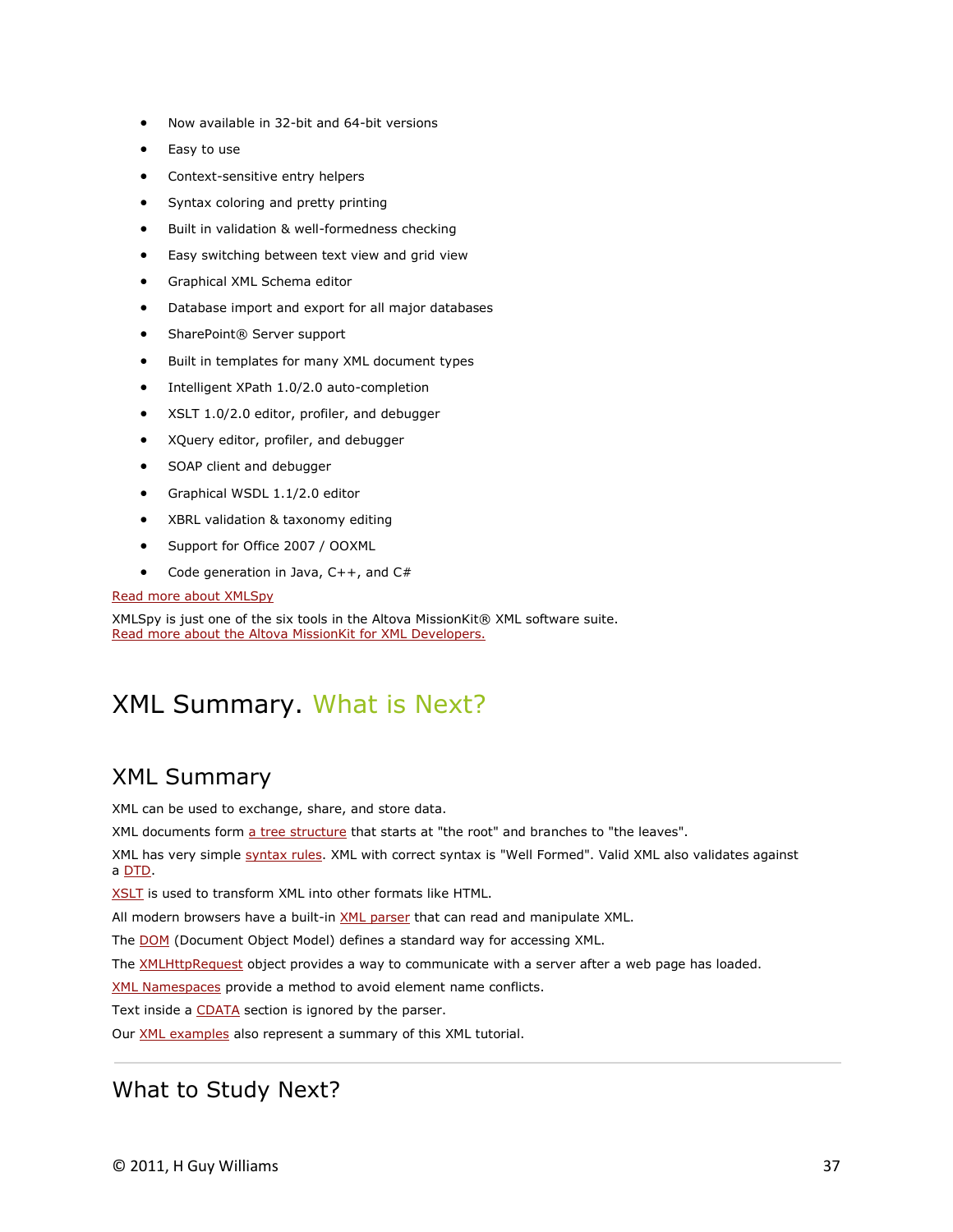- Now available in 32-bit and 64-bit versions
- Easy to use
- Context-sensitive entry helpers
- Syntax coloring and pretty printing
- Built in validation & well-formedness checking
- Easy switching between text view and grid view
- Graphical XML Schema editor
- Database import and export for all major databases
- SharePoint® Server support
- Built in templates for many XML document types
- Intelligent XPath 1.0/2.0 auto-completion
- XSLT 1.0/2.0 editor, profiler, and debugger
- XQuery editor, profiler, and debugger
- SOAP client and debugger
- Graphical WSDL 1.1/2.0 editor
- XBRL validation & taxonomy editing
- Support for Office 2007 / OOXML
- Code generation in Java, C++, and C#

Read more about XMLSpy

XMLSpy is just one of the six tools in the Altova MissionKit® XML software suite.
Read more about the Altova MissionKit for XML Developers.

# XML Summary. What is Next?

## XML Summary

XML can be used to exchange, share, and store data.

XML documents form a tree structure that starts at "the root" and branches to "the leaves".

XML has very simple syntax rules. XML with correct syntax is "Well Formed". Valid XML also validates against a DTD.

XSLT is used to transform XML into other formats like HTML.

All modern browsers have a built-in XML parser that can read and manipulate XML.

The DOM (Document Object Model) defines a standard way for accessing XML.

The XMLHttpRequest object provides a way to communicate with a server after a web page has loaded.

XML Namespaces provide a method to avoid element name conflicts.

Text inside a CDATA section is ignored by the parser.

Our XML examples also represent a summary of this XML tutorial.

---

## What to Study Next?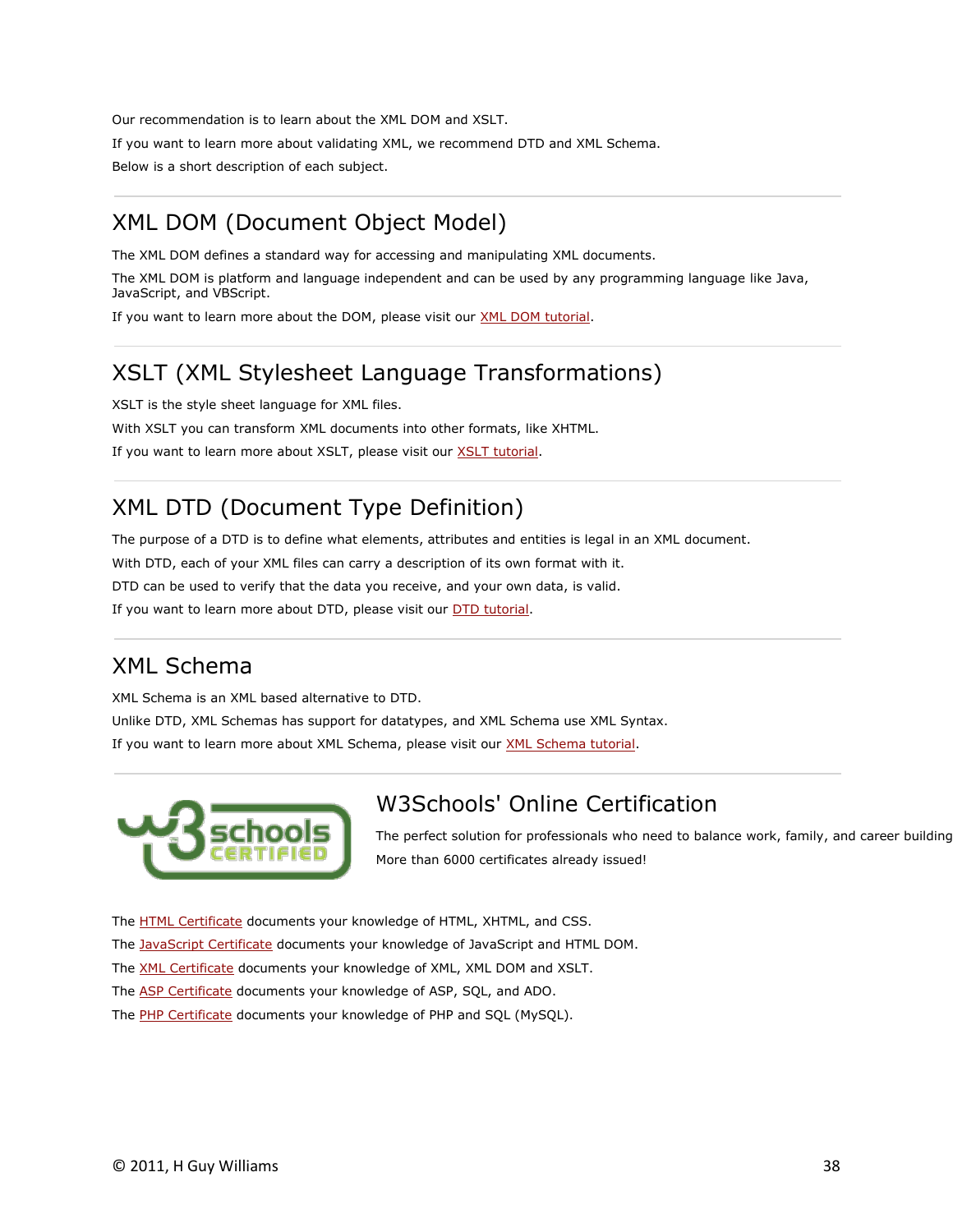Our recommendation is to learn about the XML DOM and XSLT.

If you want to learn more about validating XML, we recommend DTD and XML Schema.

Below is a short description of each subject.

---

## XML DOM (Document Object Model)

The XML DOM defines a standard way for accessing and manipulating XML documents.

The XML DOM is platform and language independent and can be used by any programming language like Java, JavaScript, and VBScript.

If you want to learn more about the DOM, please visit our XML DOM tutorial.

---

## XSLT (XML Stylesheet Language Transformations)

XSLT is the style sheet language for XML files.

With XSLT you can transform XML documents into other formats, like XHTML.

If you want to learn more about XSLT, please visit our XSLT tutorial.

---

## XML DTD (Document Type Definition)

The purpose of a DTD is to define what elements, attributes and entities is legal in an XML document.

With DTD, each of your XML files can carry a description of its own format with it.

DTD can be used to verify that the data you receive, and your own data, is valid.

If you want to learn more about DTD, please visit our DTD tutorial.

---

## XML Schema

XML Schema is an XML based alternative to DTD.

Unlike DTD, XML Schemas has support for datatypes, and XML Schema use XML Syntax.

If you want to learn more about XML Schema, please visit our XML Schema tutorial.

---

## W3Schools' Online Certification

The perfect solution for professionals who need to balance work, family, and career building.

More than 6000 certificates already issued!

The HTML Certificate documents your knowledge of HTML, XHTML, and CSS.

The JavaScript Certificate documents your knowledge of JavaScript and HTML DOM.

The XML Certificate documents your knowledge of XML, XML DOM and XSLT.

The ASP Certificate documents your knowledge of ASP, SQL, and ADO.

The PHP Certificate documents your knowledge of PHP and SQL (MySQL).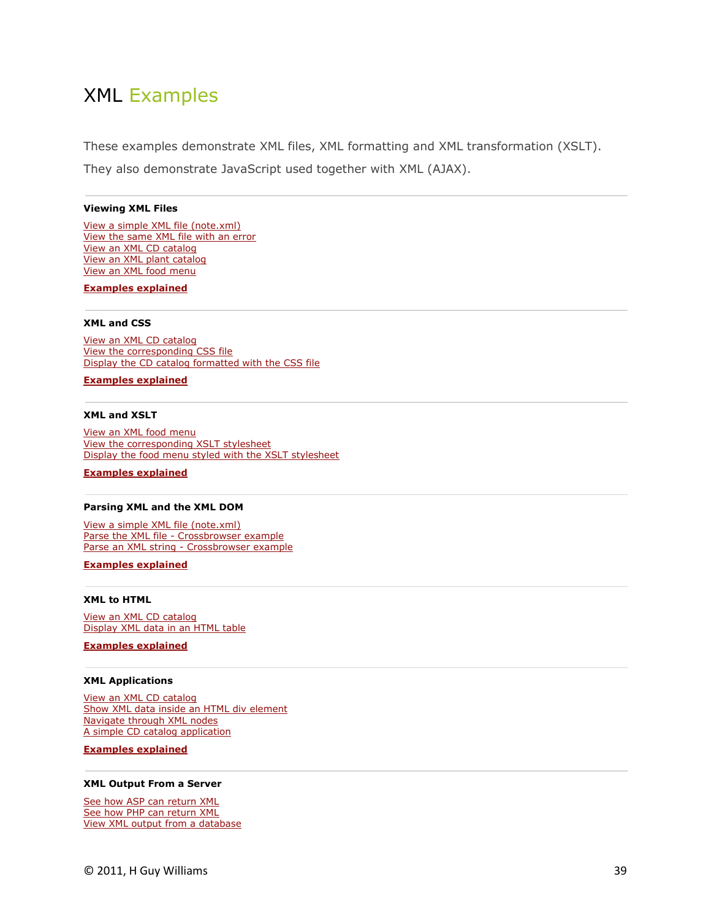# XML Examples

These examples demonstrate XML files, XML formatting and XML transformation (XSLT).

They also demonstrate JavaScript used together with XML (AJAX).

---

**Viewing XML Files**

View a simple XML file (note.xml)
View the same XML file with an error
View an XML CD catalog
View an XML plant catalog
View an XML food menu

**Examples explained**

---

**XML and CSS**

View an XML CD catalog
View the corresponding CSS file
Display the CD catalog formatted with the CSS file

**Examples explained**

---

**XML and XSLT**

View an XML food menu
View the corresponding XSLT stylesheet
Display the food menu styled with the XSLT stylesheet

**Examples explained**

---

**Parsing XML and the XML DOM**

View a simple XML file (note.xml)
Parse the XML file - Crossbrowser example
Parse an XML string - Crossbrowser example

**Examples explained**

---

**XML to HTML**

View an XML CD catalog
Display XML data in an HTML table

**Examples explained**

---

**XML Applications**

View an XML CD catalog
Show XML data inside an HTML div element
Navigate through XML nodes
A simple CD catalog application

**Examples explained**

---

**XML Output From a Server**

See how ASP can return XML
See how PHP can return XML
View XML output from a database

© 2011, H Guy Williams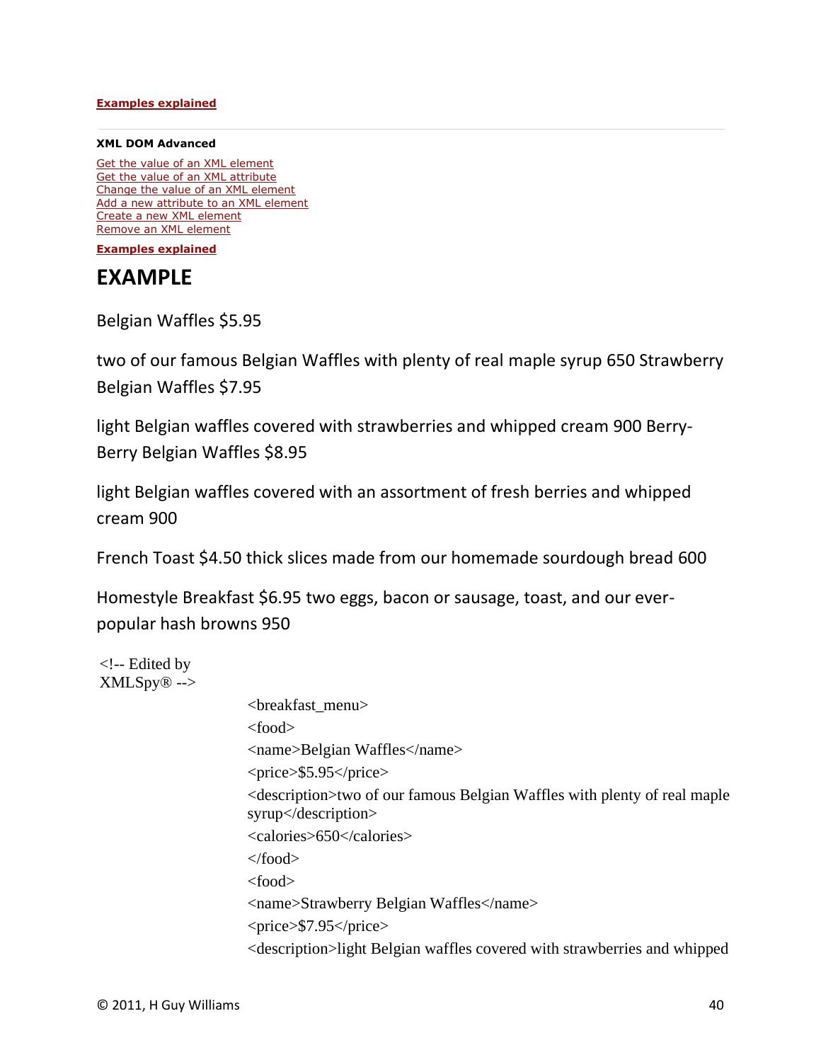**Examples explained**

---

**XML DOM Advanced**

Get the value of an XML element
Get the value of an XML attribute
Change the value of an XML element
Add a new attribute to an XML element
Create a new XML element
Remove an XML element

**Examples explained**

# EXAMPLE

Belgian Waffles $5.95

two of our famous Belgian Waffles with plenty of real maple syrup 650 Strawberry Belgian Waffles $7.95

light Belgian waffles covered with strawberries and whipped cream 900 Berry-Berry Belgian Waffles $8.95

light Belgian waffles covered with an assortment of fresh berries and whipped cream 900

French Toast $4.50 thick slices made from our homemade sourdough bread 600

Homestyle Breakfast $6.95 two eggs, bacon or sausage, toast, and our ever-popular hash browns 950

```
<!-- Edited by XMLSpy® -->
<breakfast_menu>
<food>
<name>Belgian Waffles</name>
<price>$5.95</price>
<description>two of our famous Belgian Waffles with plenty of real maple syrup</description>
<calories>650</calories>
</food>
<food>
<name>Strawberry Belgian Waffles</name>
<price>$7.95</price>
<description>light Belgian waffles covered with strawberries and whipped
```

© 2011, H Guy Williams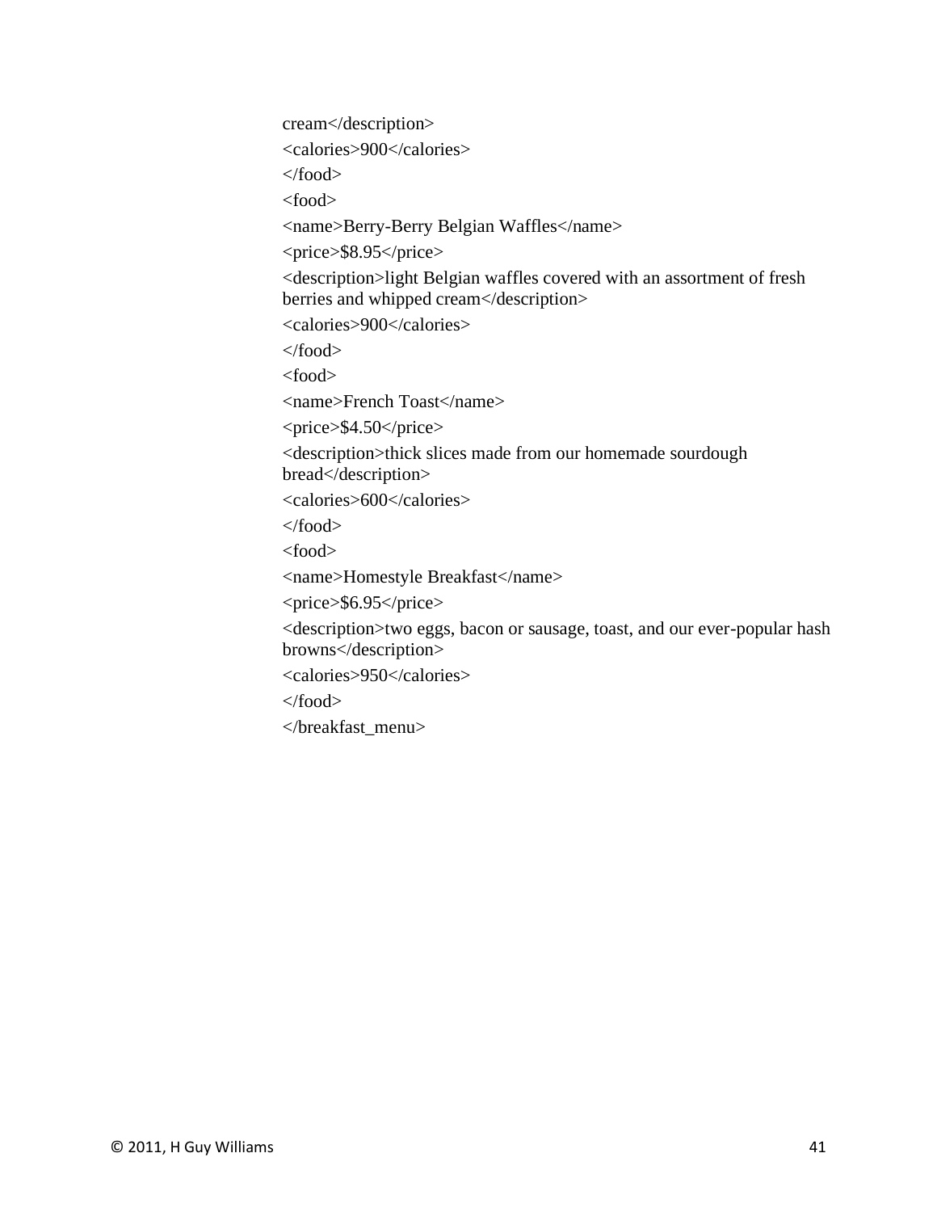```
cream</description>
<calories>900</calories>
</food>
<food>
<name>Berry-Berry Belgian Waffles</name>
<price>$8.95</price>
<description>light Belgian waffles covered with an assortment of fresh
berries and whipped cream</description>
<calories>900</calories>
</food>
<food>
<name>French Toast</name>
<price>$4.50</price>
<description>thick slices made from our homemade sourdough
bread</description>
<calories>600</calories>
</food>
<food>
<name>Homestyle Breakfast</name>
<price>$6.95</price>
<description>two eggs, bacon or sausage, toast, and our ever-popular hash
browns</description>
<calories>950</calories>
</food>
</breakfast_menu>
```